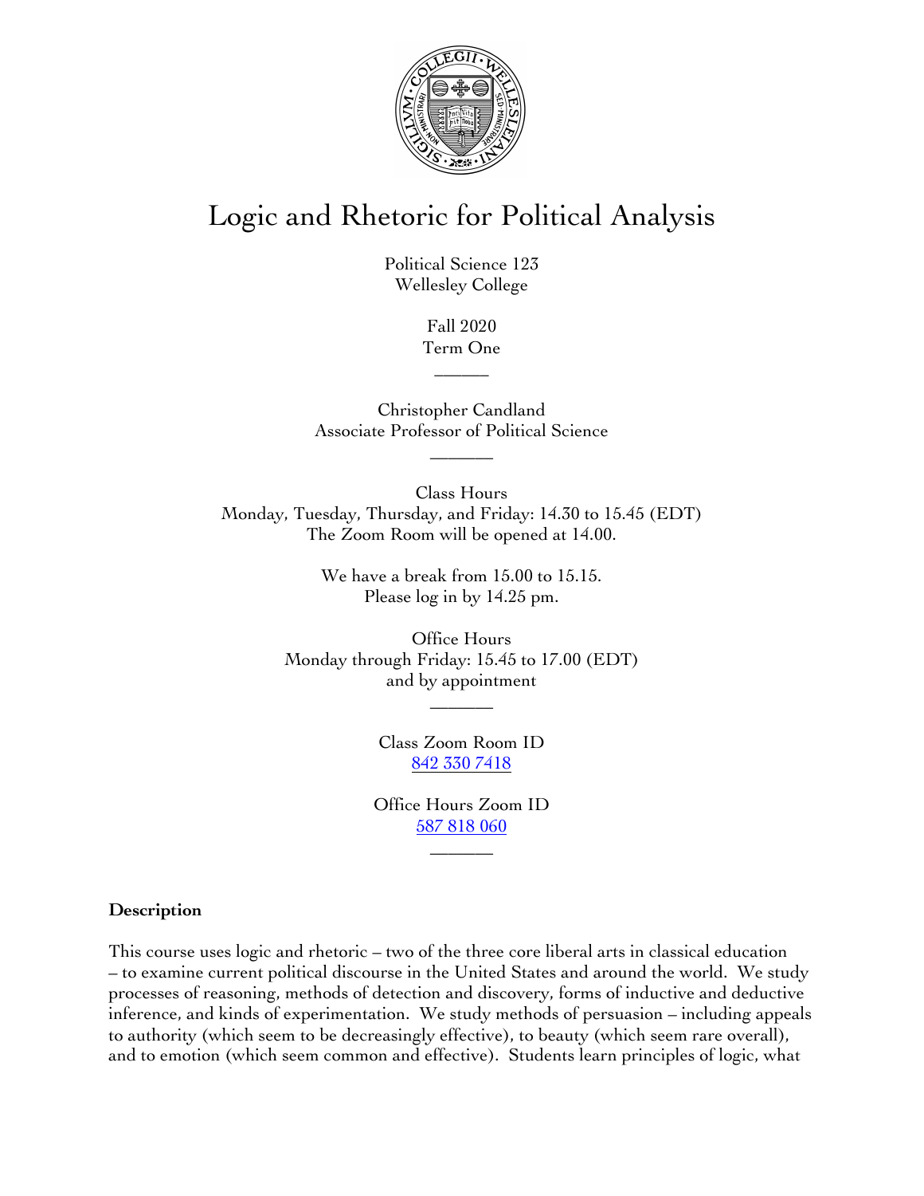# Logic and Rhetoric for Political Analysis

Political Science 123
Wellesley College

Fall 2020
Term One

———

Christopher Candland
Associate Professor of Political Science

———

Class Hours
Monday, Tuesday, Thursday, and Friday: 14.30 to 15.45 (EDT)
The Zoom Room will be opened at 14.00.

We have a break from 15.00 to 15.15.
Please log in by 14.25 pm.

Office Hours
Monday through Friday: 15.45 to 17.00 (EDT)
and by appointment

———

Class Zoom Room ID
842 330 7418

Office Hours Zoom ID
587 818 060

———

**Description**

This course uses logic and rhetoric – two of the three core liberal arts in classical education – to examine current political discourse in the United States and around the world. We study processes of reasoning, methods of detection and discovery, forms of inductive and deductive inference, and kinds of experimentation. We study methods of persuasion – including appeals to authority (which seem to be decreasingly effective), to beauty (which seem rare overall), and to emotion (which seem common and effective). Students learn principles of logic, what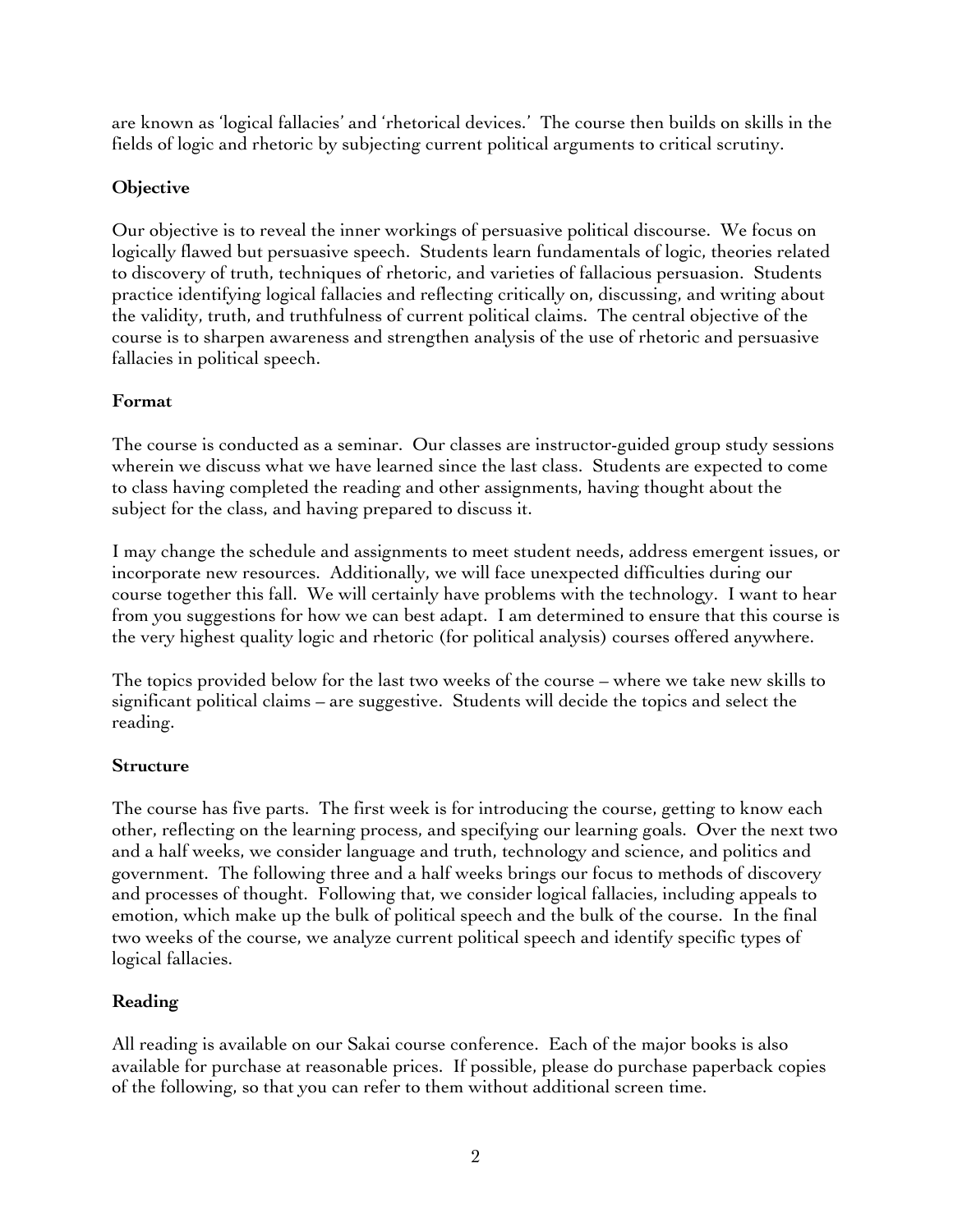are known as 'logical fallacies' and 'rhetorical devices.' The course then builds on skills in the fields of logic and rhetoric by subjecting current political arguments to critical scrutiny.

**Objective**

Our objective is to reveal the inner workings of persuasive political discourse. We focus on logically flawed but persuasive speech. Students learn fundamentals of logic, theories related to discovery of truth, techniques of rhetoric, and varieties of fallacious persuasion. Students practice identifying logical fallacies and reflecting critically on, discussing, and writing about the validity, truth, and truthfulness of current political claims. The central objective of the course is to sharpen awareness and strengthen analysis of the use of rhetoric and persuasive fallacies in political speech.

**Format**

The course is conducted as a seminar. Our classes are instructor-guided group study sessions wherein we discuss what we have learned since the last class. Students are expected to come to class having completed the reading and other assignments, having thought about the subject for the class, and having prepared to discuss it.

I may change the schedule and assignments to meet student needs, address emergent issues, or incorporate new resources. Additionally, we will face unexpected difficulties during our course together this fall. We will certainly have problems with the technology. I want to hear from you suggestions for how we can best adapt. I am determined to ensure that this course is the very highest quality logic and rhetoric (for political analysis) courses offered anywhere.

The topics provided below for the last two weeks of the course – where we take new skills to significant political claims – are suggestive. Students will decide the topics and select the reading.

**Structure**

The course has five parts. The first week is for introducing the course, getting to know each other, reflecting on the learning process, and specifying our learning goals. Over the next two and a half weeks, we consider language and truth, technology and science, and politics and government. The following three and a half weeks brings our focus to methods of discovery and processes of thought. Following that, we consider logical fallacies, including appeals to emotion, which make up the bulk of political speech and the bulk of the course. In the final two weeks of the course, we analyze current political speech and identify specific types of logical fallacies.

**Reading**

All reading is available on our Sakai course conference. Each of the major books is also available for purchase at reasonable prices. If possible, please do purchase paperback copies of the following, so that you can refer to them without additional screen time.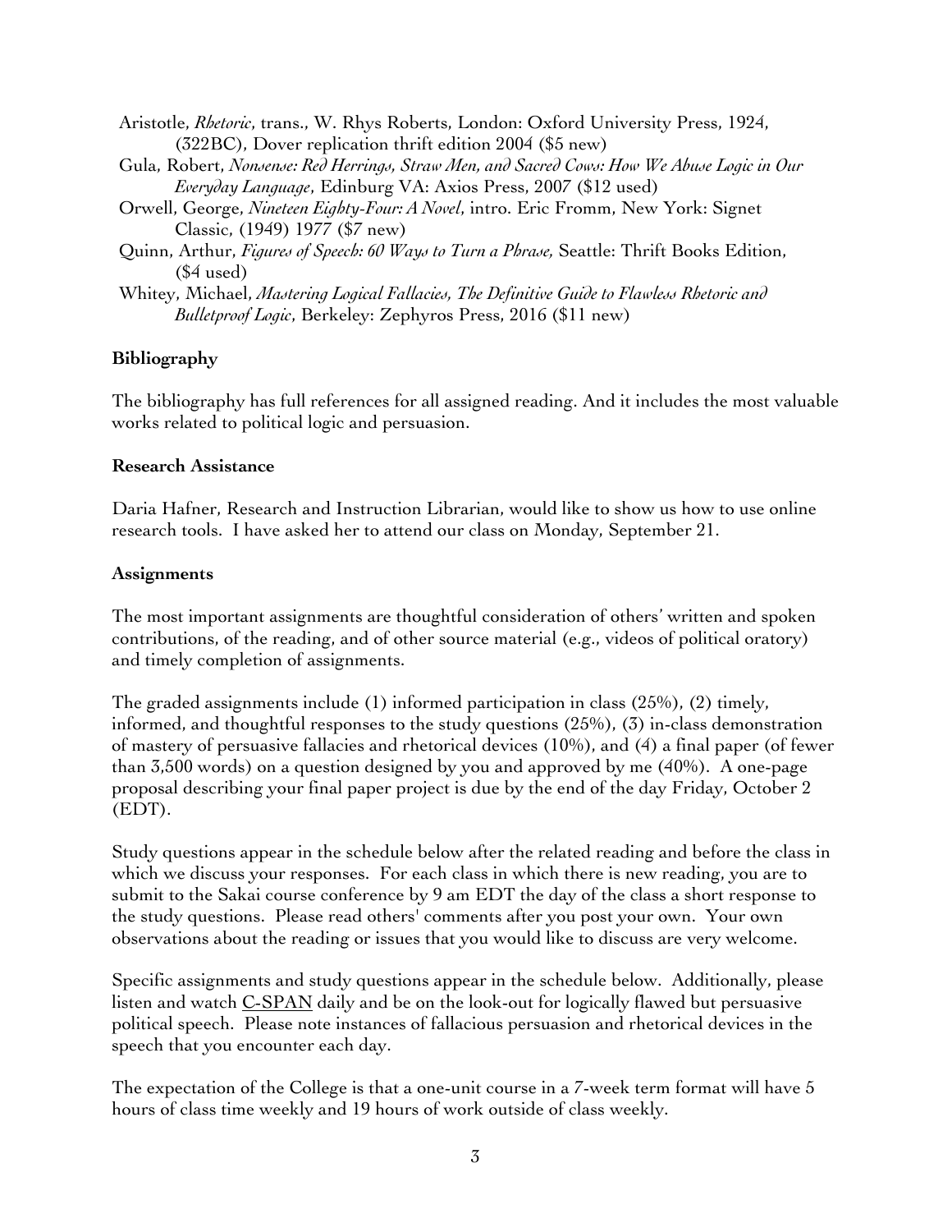Aristotle, *Rhetoric*, trans., W. Rhys Roberts, London: Oxford University Press, 1924, (322BC), Dover replication thrift edition 2004 ($5 new)

Gula, Robert, *Nonsense: Red Herrings, Straw Men, and Sacred Cows: How We Abuse Logic in Our Everyday Language*, Edinburg VA: Axios Press, 2007 ($12 used)

Orwell, George, *Nineteen Eighty-Four: A Novel*, intro. Eric Fromm, New York: Signet Classic, (1949) 1977 ($7 new)

Quinn, Arthur, *Figures of Speech: 60 Ways to Turn a Phrase,* Seattle: Thrift Books Edition, ($4 used)

Whitey, Michael, *Mastering Logical Fallacies, The Definitive Guide to Flawless Rhetoric and Bulletproof Logic*, Berkeley: Zephyros Press, 2016 ($11 new)

**Bibliography**

The bibliography has full references for all assigned reading. And it includes the most valuable works related to political logic and persuasion.

**Research Assistance**

Daria Hafner, Research and Instruction Librarian, would like to show us how to use online research tools. I have asked her to attend our class on Monday, September 21.

**Assignments**

The most important assignments are thoughtful consideration of others' written and spoken contributions, of the reading, and of other source material (e.g., videos of political oratory) and timely completion of assignments.

The graded assignments include (1) informed participation in class (25%), (2) timely, informed, and thoughtful responses to the study questions (25%), (3) in-class demonstration of mastery of persuasive fallacies and rhetorical devices (10%), and (4) a final paper (of fewer than 3,500 words) on a question designed by you and approved by me (40%). A one-page proposal describing your final paper project is due by the end of the day Friday, October 2 (EDT).

Study questions appear in the schedule below after the related reading and before the class in which we discuss your responses. For each class in which there is new reading, you are to submit to the Sakai course conference by 9 am EDT the day of the class a short response to the study questions. Please read others' comments after you post your own. Your own observations about the reading or issues that you would like to discuss are very welcome.

Specific assignments and study questions appear in the schedule below. Additionally, please listen and watch C-SPAN daily and be on the look-out for logically flawed but persuasive political speech. Please note instances of fallacious persuasion and rhetorical devices in the speech that you encounter each day.

The expectation of the College is that a one-unit course in a 7-week term format will have 5 hours of class time weekly and 19 hours of work outside of class weekly.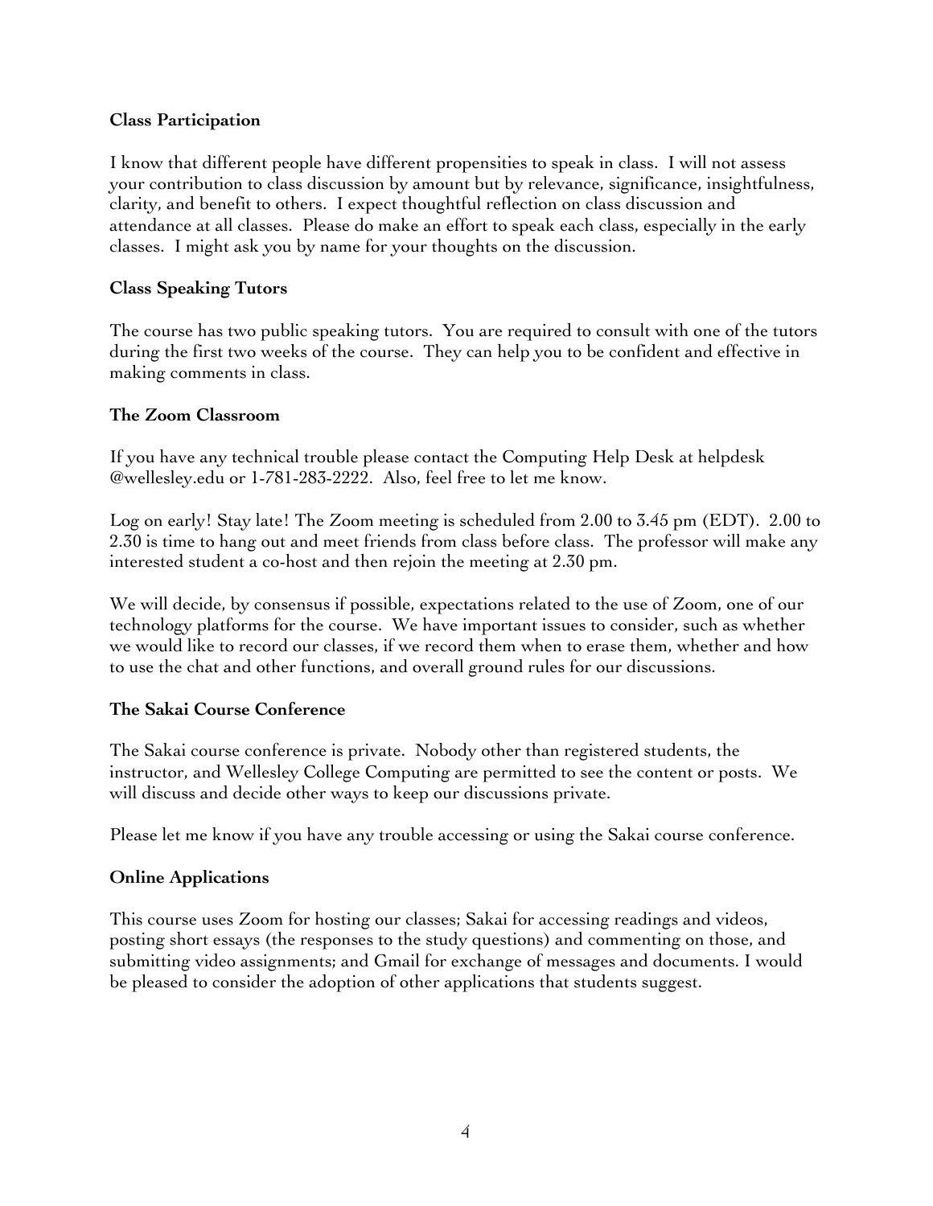**Class Participation**

I know that different people have different propensities to speak in class. I will not assess your contribution to class discussion by amount but by relevance, significance, insightfulness, clarity, and benefit to others. I expect thoughtful reflection on class discussion and attendance at all classes. Please do make an effort to speak each class, especially in the early classes. I might ask you by name for your thoughts on the discussion.

**Class Speaking Tutors**

The course has two public speaking tutors. You are required to consult with one of the tutors during the first two weeks of the course. They can help you to be confident and effective in making comments in class.

**The Zoom Classroom**

If you have any technical trouble please contact the Computing Help Desk at helpdesk @wellesley.edu or 1-781-283-2222. Also, feel free to let me know.

Log on early! Stay late! The Zoom meeting is scheduled from 2.00 to 3.45 pm (EDT). 2.00 to 2.30 is time to hang out and meet friends from class before class. The professor will make any interested student a co-host and then rejoin the meeting at 2.30 pm.

We will decide, by consensus if possible, expectations related to the use of Zoom, one of our technology platforms for the course. We have important issues to consider, such as whether we would like to record our classes, if we record them when to erase them, whether and how to use the chat and other functions, and overall ground rules for our discussions.

**The Sakai Course Conference**

The Sakai course conference is private. Nobody other than registered students, the instructor, and Wellesley College Computing are permitted to see the content or posts. We will discuss and decide other ways to keep our discussions private.

Please let me know if you have any trouble accessing or using the Sakai course conference.

**Online Applications**

This course uses Zoom for hosting our classes; Sakai for accessing readings and videos, posting short essays (the responses to the study questions) and commenting on those, and submitting video assignments; and Gmail for exchange of messages and documents. I would be pleased to consider the adoption of other applications that students suggest.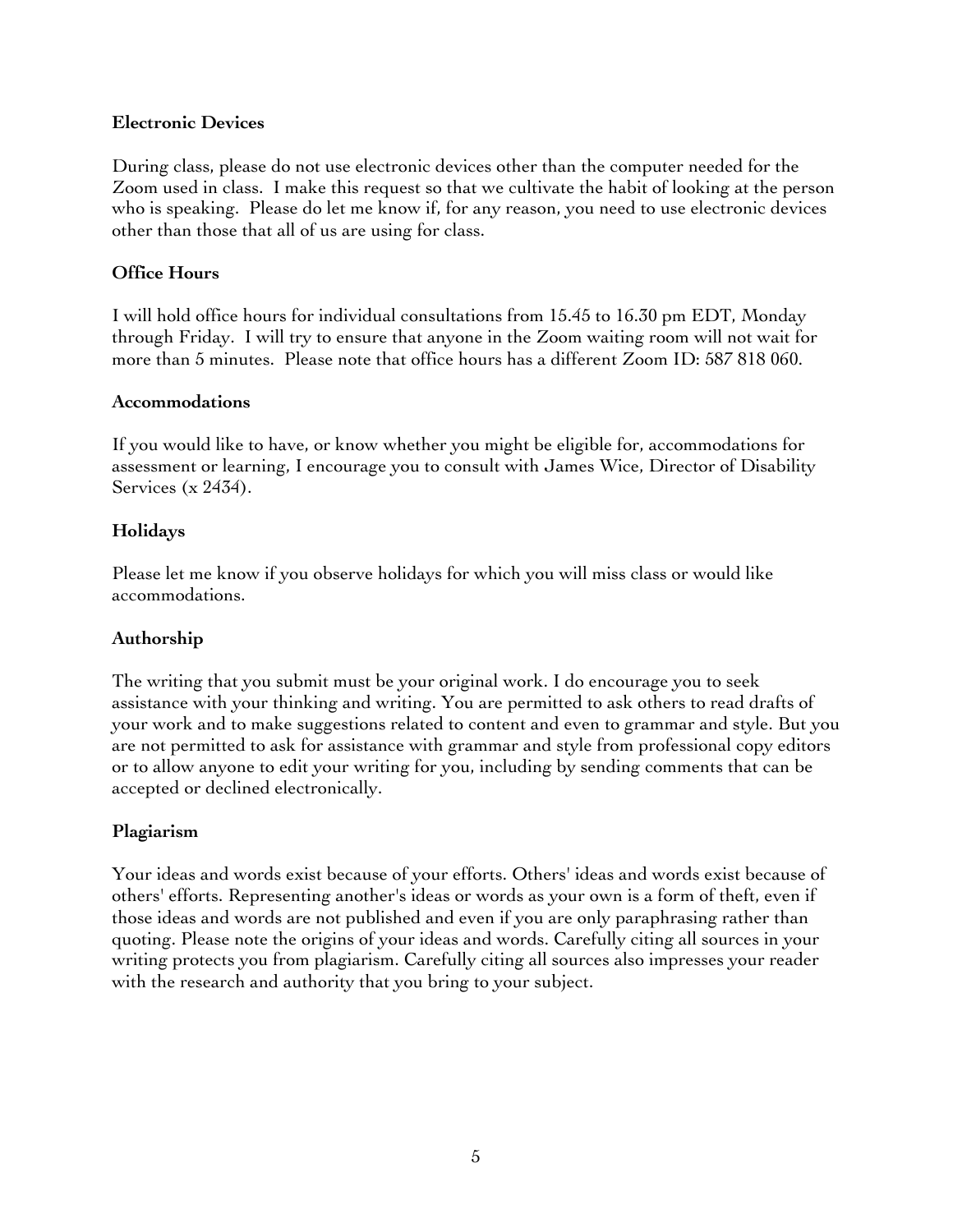**Electronic Devices**

During class, please do not use electronic devices other than the computer needed for the Zoom used in class. I make this request so that we cultivate the habit of looking at the person who is speaking. Please do let me know if, for any reason, you need to use electronic devices other than those that all of us are using for class.

**Office Hours**

I will hold office hours for individual consultations from 15.45 to 16.30 pm EDT, Monday through Friday. I will try to ensure that anyone in the Zoom waiting room will not wait for more than 5 minutes. Please note that office hours has a different Zoom ID: 587 818 060.

**Accommodations**

If you would like to have, or know whether you might be eligible for, accommodations for assessment or learning, I encourage you to consult with James Wice, Director of Disability Services (x 2434).

**Holidays**

Please let me know if you observe holidays for which you will miss class or would like accommodations.

**Authorship**

The writing that you submit must be your original work. I do encourage you to seek assistance with your thinking and writing. You are permitted to ask others to read drafts of your work and to make suggestions related to content and even to grammar and style. But you are not permitted to ask for assistance with grammar and style from professional copy editors or to allow anyone to edit your writing for you, including by sending comments that can be accepted or declined electronically.

**Plagiarism**

Your ideas and words exist because of your efforts. Others' ideas and words exist because of others' efforts. Representing another's ideas or words as your own is a form of theft, even if those ideas and words are not published and even if you are only paraphrasing rather than quoting. Please note the origins of your ideas and words. Carefully citing all sources in your writing protects you from plagiarism. Carefully citing all sources also impresses your reader with the research and authority that you bring to your subject.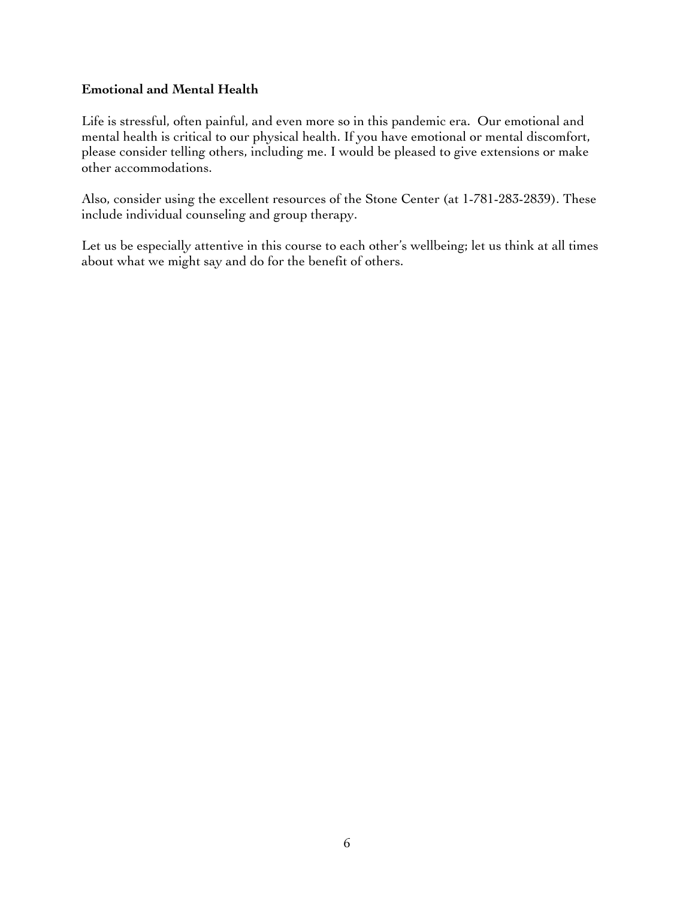**Emotional and Mental Health**

Life is stressful, often painful, and even more so in this pandemic era. Our emotional and mental health is critical to our physical health. If you have emotional or mental discomfort, please consider telling others, including me. I would be pleased to give extensions or make other accommodations.

Also, consider using the excellent resources of the Stone Center (at 1-781-283-2839). These include individual counseling and group therapy.

Let us be especially attentive in this course to each other's wellbeing; let us think at all times about what we might say and do for the benefit of others.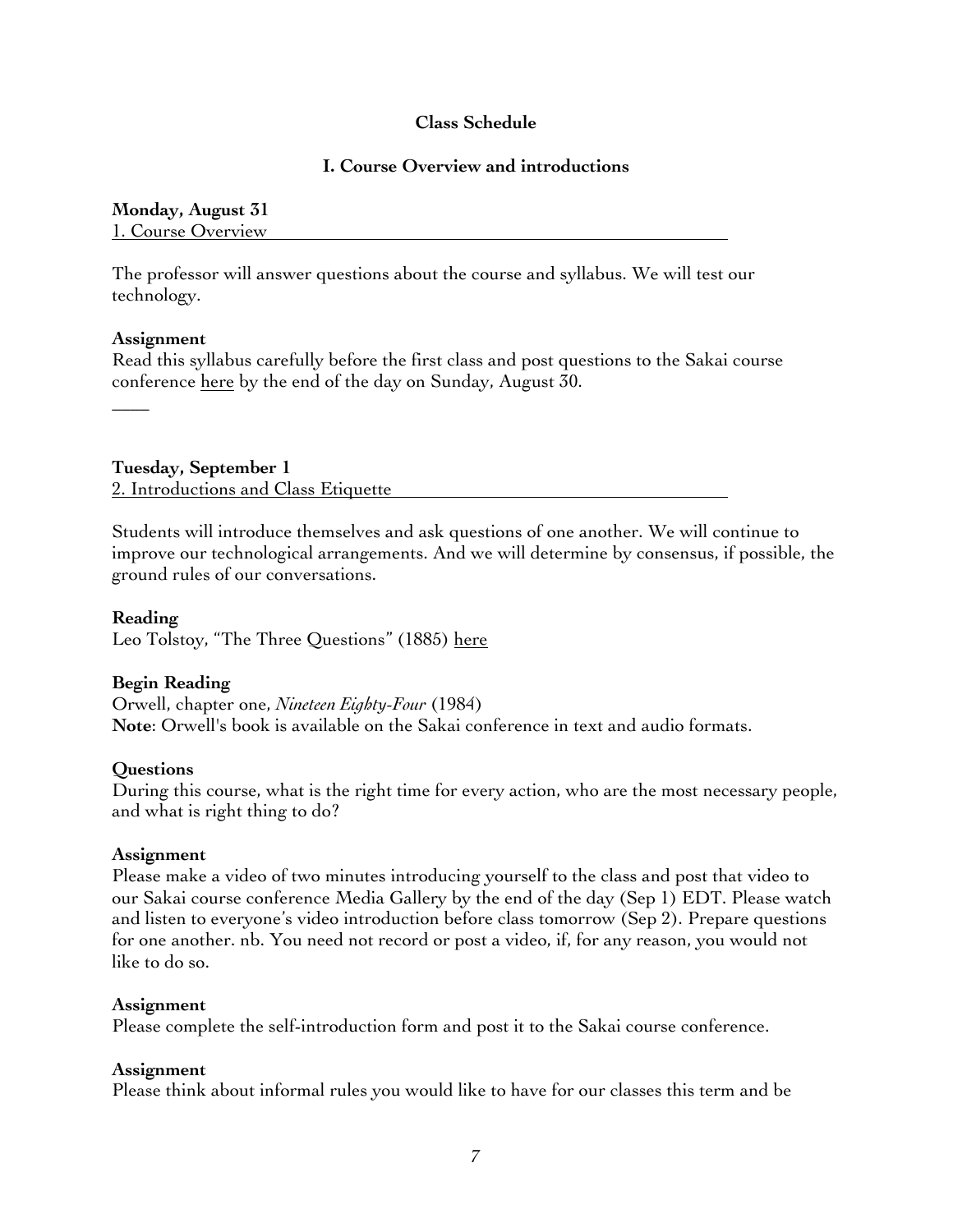## Class Schedule

### I. Course Overview and introductions

**Monday, August 31**
1. Course Overview

The professor will answer questions about the course and syllabus. We will test our technology.

**Assignment**
Read this syllabus carefully before the first class and post questions to the Sakai course conference here by the end of the day on Sunday, August 30.

——

**Tuesday, September 1**
2. Introductions and Class Etiquette

Students will introduce themselves and ask questions of one another. We will continue to improve our technological arrangements. And we will determine by consensus, if possible, the ground rules of our conversations.

**Reading**
Leo Tolstoy, "The Three Questions" (1885) here

**Begin Reading**
Orwell, chapter one, *Nineteen Eighty-Four* (1984)
**Note**: Orwell's book is available on the Sakai conference in text and audio formats.

**Questions**
During this course, what is the right time for every action, who are the most necessary people, and what is right thing to do?

**Assignment**
Please make a video of two minutes introducing yourself to the class and post that video to our Sakai course conference Media Gallery by the end of the day (Sep 1) EDT. Please watch and listen to everyone's video introduction before class tomorrow (Sep 2). Prepare questions for one another. nb. You need not record or post a video, if, for any reason, you would not like to do so.

**Assignment**
Please complete the self-introduction form and post it to the Sakai course conference.

**Assignment**
Please think about informal rules you would like to have for our classes this term and be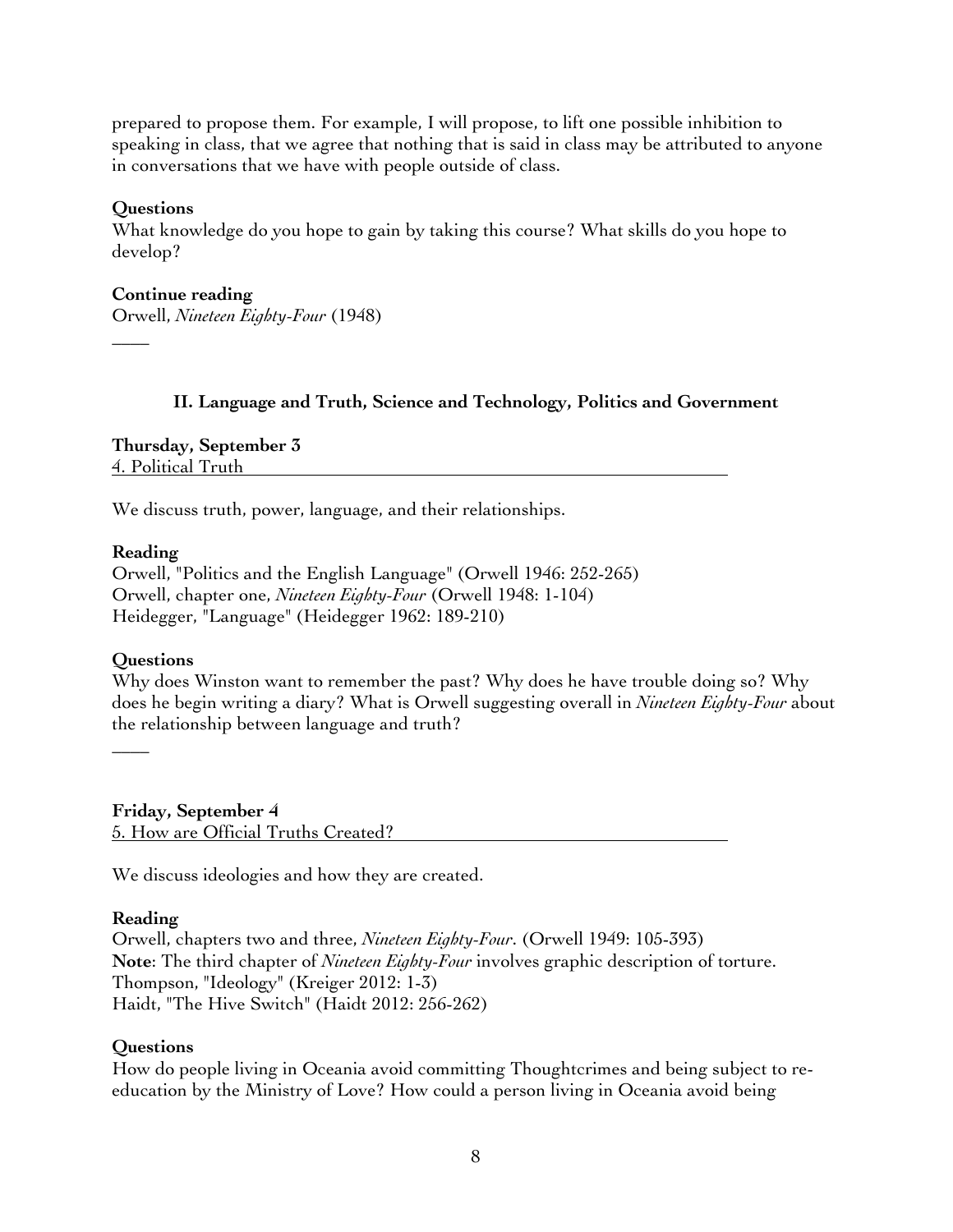prepared to propose them. For example, I will propose, to lift one possible inhibition to speaking in class, that we agree that nothing that is said in class may be attributed to anyone in conversations that we have with people outside of class.

**Questions**
What knowledge do you hope to gain by taking this course? What skills do you hope to develop?

**Continue reading**
Orwell, *Nineteen Eighty-Four* (1948)

——

### II. Language and Truth, Science and Technology, Politics and Government

**Thursday, September 3**
4. Political Truth

We discuss truth, power, language, and their relationships.

**Reading**
Orwell, "Politics and the English Language" (Orwell 1946: 252-265)
Orwell, chapter one, *Nineteen Eighty-Four* (Orwell 1948: 1-104)
Heidegger, "Language" (Heidegger 1962: 189-210)

**Questions**
Why does Winston want to remember the past? Why does he have trouble doing so? Why does he begin writing a diary? What is Orwell suggesting overall in *Nineteen Eighty-Four* about the relationship between language and truth?

——

**Friday, September 4**
5. How are Official Truths Created?

We discuss ideologies and how they are created.

**Reading**
Orwell, chapters two and three, *Nineteen Eighty-Four*. (Orwell 1949: 105-393)
**Note**: The third chapter of *Nineteen Eighty-Four* involves graphic description of torture.
Thompson, "Ideology" (Kreiger 2012: 1-3)
Haidt, "The Hive Switch" (Haidt 2012: 256-262)

**Questions**
How do people living in Oceania avoid committing Thoughtcrimes and being subject to re-education by the Ministry of Love? How could a person living in Oceania avoid being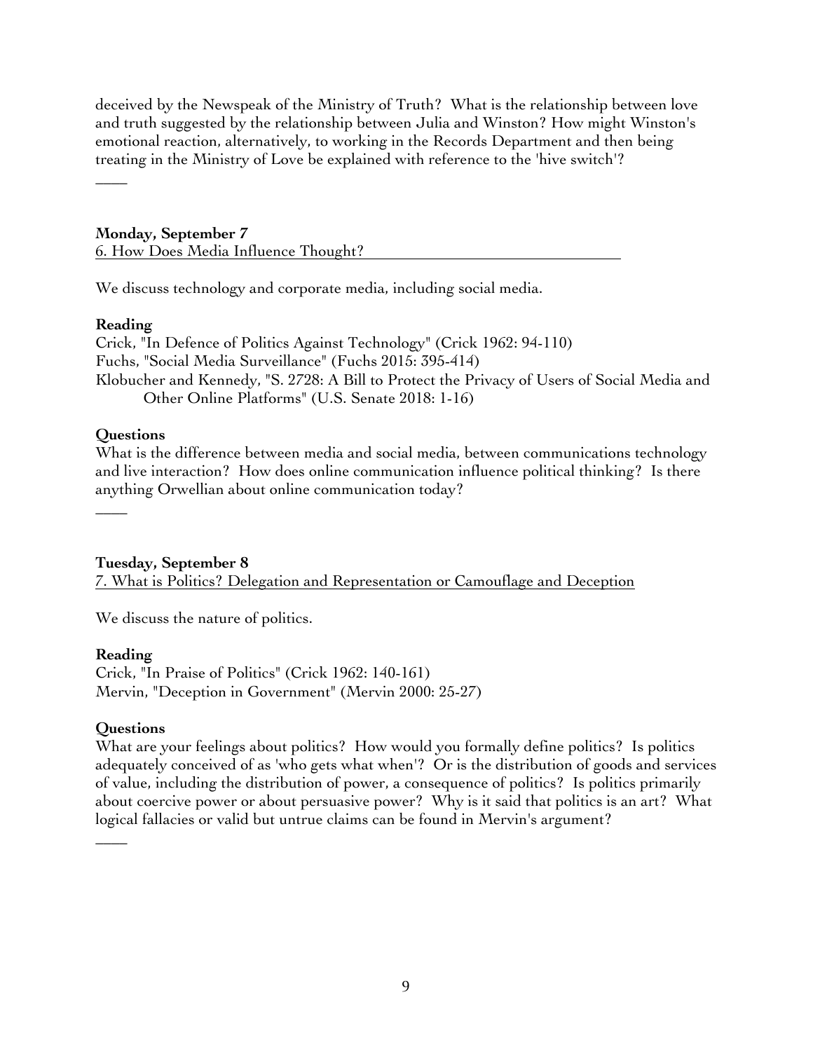deceived by the Newspeak of the Ministry of Truth? What is the relationship between love and truth suggested by the relationship between Julia and Winston? How might Winston's emotional reaction, alternatively, to working in the Records Department and then being treating in the Ministry of Love be explained with reference to the 'hive switch'?

——

**Monday, September 7**

6. How Does Media Influence Thought?

We discuss technology and corporate media, including social media.

**Reading**

Crick, "In Defence of Politics Against Technology" (Crick 1962: 94-110)
Fuchs, "Social Media Surveillance" (Fuchs 2015: 395-414)
Klobucher and Kennedy, "S. 2728: A Bill to Protect the Privacy of Users of Social Media and Other Online Platforms" (U.S. Senate 2018: 1-16)

**Questions**

What is the difference between media and social media, between communications technology and live interaction? How does online communication influence political thinking? Is there anything Orwellian about online communication today?

——

**Tuesday, September 8**

7. What is Politics? Delegation and Representation or Camouflage and Deception

We discuss the nature of politics.

**Reading**

Crick, "In Praise of Politics" (Crick 1962: 140-161)
Mervin, "Deception in Government" (Mervin 2000: 25-27)

**Questions**

What are your feelings about politics? How would you formally define politics? Is politics adequately conceived of as 'who gets what when'? Or is the distribution of goods and services of value, including the distribution of power, a consequence of politics? Is politics primarily about coercive power or about persuasive power? Why is it said that politics is an art? What logical fallacies or valid but untrue claims can be found in Mervin's argument?

——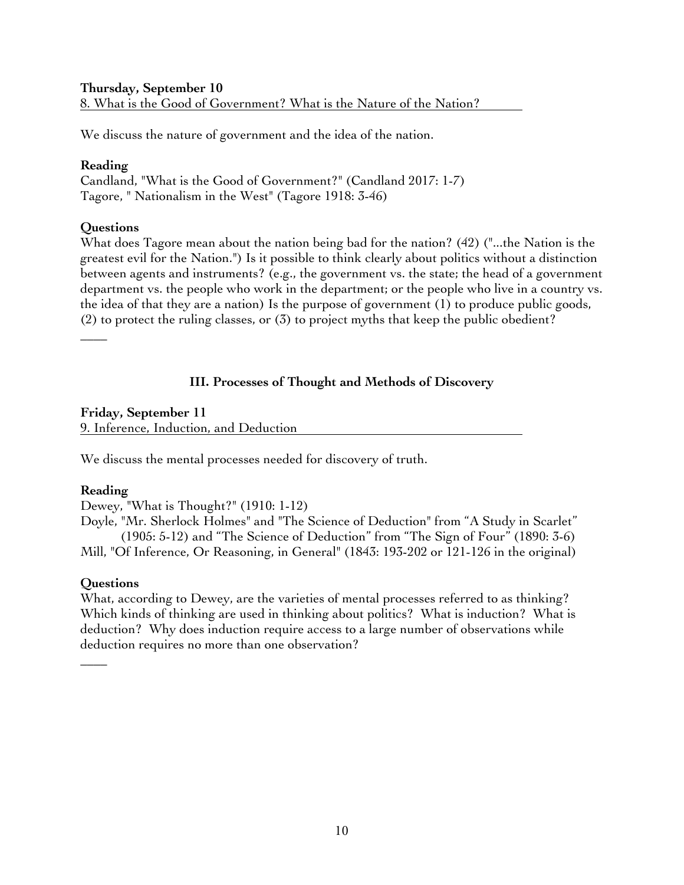**Thursday, September 10**

8. What is the Good of Government? What is the Nature of the Nation?

We discuss the nature of government and the idea of the nation.

**Reading**

Candland, "What is the Good of Government?" (Candland 2017: 1-7)
Tagore, " Nationalism in the West" (Tagore 1918: 3-46)

**Questions**

What does Tagore mean about the nation being bad for the nation? (42) ("...the Nation is the greatest evil for the Nation.") Is it possible to think clearly about politics without a distinction between agents and instruments? (e.g., the government vs. the state; the head of a government department vs. the people who work in the department; or the people who live in a country vs. the idea of that they are a nation) Is the purpose of government (1) to produce public goods, (2) to protect the ruling classes, or (3) to project myths that keep the public obedient?

——

### III. Processes of Thought and Methods of Discovery

**Friday, September 11**

9. Inference, Induction, and Deduction

We discuss the mental processes needed for discovery of truth.

**Reading**

Dewey, "What is Thought?" (1910: 1-12)
Doyle, "Mr. Sherlock Holmes" and "The Science of Deduction" from "A Study in Scarlet" (1905: 5-12) and "The Science of Deduction" from "The Sign of Four" (1890: 3-6)
Mill, "Of Inference, Or Reasoning, in General" (1843: 193-202 or 121-126 in the original)

**Questions**

What, according to Dewey, are the varieties of mental processes referred to as thinking? Which kinds of thinking are used in thinking about politics? What is induction? What is deduction? Why does induction require access to a large number of observations while deduction requires no more than one observation?

——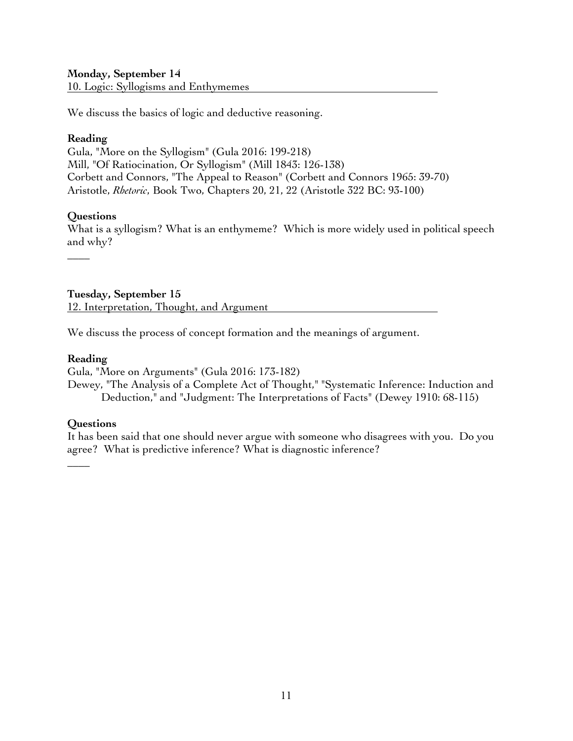**Monday, September 14**

10. Logic: Syllogisms and Enthymemes

We discuss the basics of logic and deductive reasoning.

**Reading**

Gula, "More on the Syllogism" (Gula 2016: 199-218)
Mill, "Of Ratiocination, Or Syllogism" (Mill 1843: 126-138)
Corbett and Connors, "The Appeal to Reason" (Corbett and Connors 1965: 39-70)
Aristotle, *Rhetoric*, Book Two, Chapters 20, 21, 22 (Aristotle 322 BC: 93-100)

**Questions**

What is a syllogism? What is an enthymeme? Which is more widely used in political speech and why?

——

**Tuesday, September 15**

12. Interpretation, Thought, and Argument

We discuss the process of concept formation and the meanings of argument.

**Reading**

Gula, "More on Arguments" (Gula 2016: 173-182)
Dewey, "The Analysis of a Complete Act of Thought," "Systematic Inference: Induction and Deduction," and "Judgment: The Interpretations of Facts" (Dewey 1910: 68-115)

**Questions**

It has been said that one should never argue with someone who disagrees with you. Do you agree? What is predictive inference? What is diagnostic inference?

——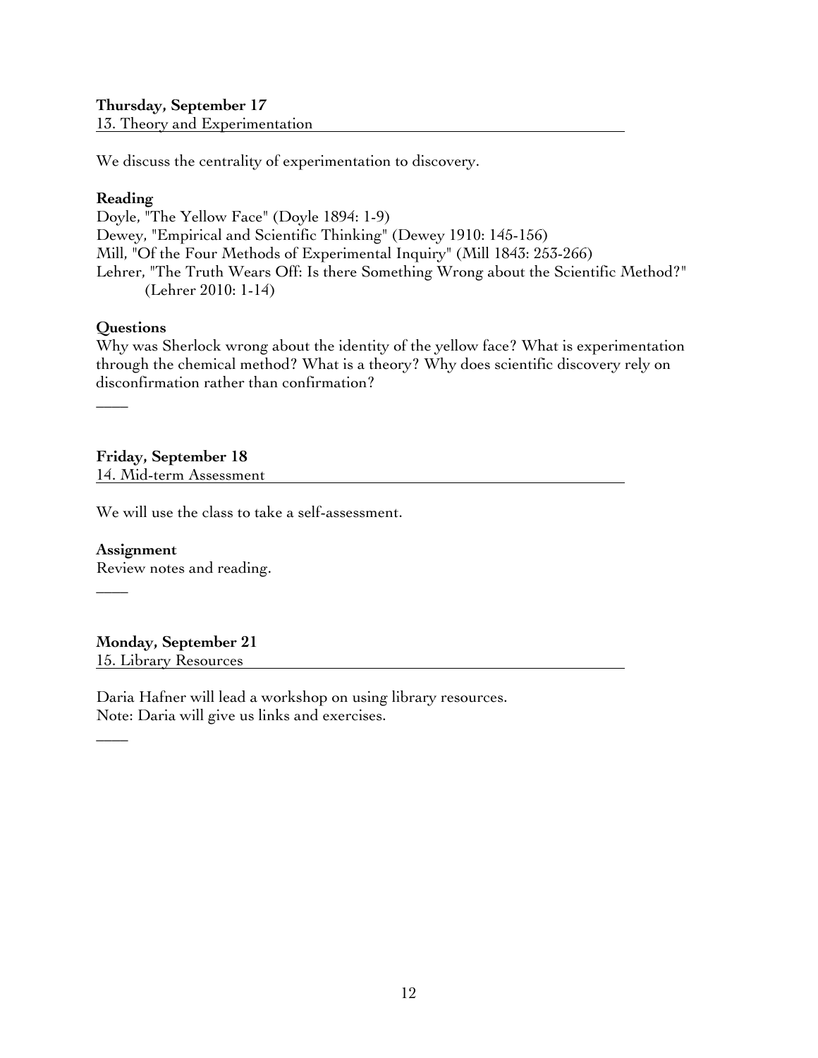**Thursday, September 17**

13. Theory and Experimentation

We discuss the centrality of experimentation to discovery.

**Reading**

Doyle, "The Yellow Face" (Doyle 1894: 1-9)
Dewey, "Empirical and Scientific Thinking" (Dewey 1910: 145-156)
Mill, "Of the Four Methods of Experimental Inquiry" (Mill 1843: 253-266)
Lehrer, "The Truth Wears Off: Is there Something Wrong about the Scientific Method?" (Lehrer 2010: 1-14)

**Questions**

Why was Sherlock wrong about the identity of the yellow face? What is experimentation through the chemical method? What is a theory? Why does scientific discovery rely on disconfirmation rather than confirmation?

——

**Friday, September 18**

14. Mid-term Assessment

We will use the class to take a self-assessment.

**Assignment**

Review notes and reading.

——

**Monday, September 21**

15. Library Resources

Daria Hafner will lead a workshop on using library resources.
Note: Daria will give us links and exercises.

——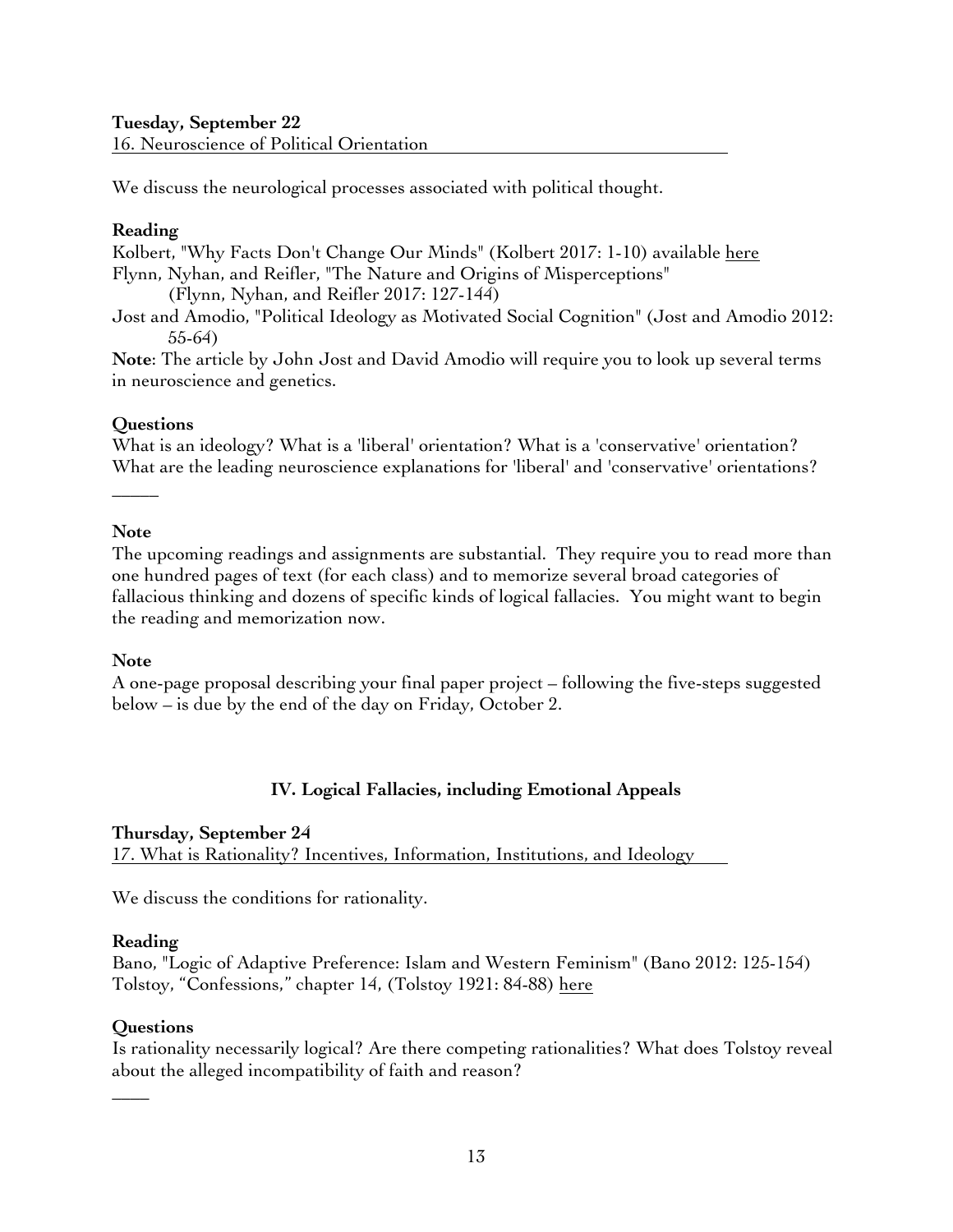**Tuesday, September 22**
16. Neuroscience of Political Orientation

We discuss the neurological processes associated with political thought.

**Reading**

Kolbert, "Why Facts Don't Change Our Minds" (Kolbert 2017: 1-10) available here
Flynn, Nyhan, and Reifler, "The Nature and Origins of Misperceptions"
(Flynn, Nyhan, and Reifler 2017: 127-144)
Jost and Amodio, "Political Ideology as Motivated Social Cognition" (Jost and Amodio 2012: 55-64)

**Note**: The article by John Jost and David Amodio will require you to look up several terms in neuroscience and genetics.

**Questions**

What is an ideology? What is a 'liberal' orientation? What is a 'conservative' orientation? What are the leading neuroscience explanations for 'liberal' and 'conservative' orientations?

---

**Note**

The upcoming readings and assignments are substantial. They require you to read more than one hundred pages of text (for each class) and to memorize several broad categories of fallacious thinking and dozens of specific kinds of logical fallacies. You might want to begin the reading and memorization now.

**Note**

A one-page proposal describing your final paper project – following the five-steps suggested below – is due by the end of the day on Friday, October 2.

## IV. Logical Fallacies, including Emotional Appeals

**Thursday, September 24**
17. What is Rationality? Incentives, Information, Institutions, and Ideology

We discuss the conditions for rationality.

**Reading**

Bano, "Logic of Adaptive Preference: Islam and Western Feminism" (Bano 2012: 125-154)
Tolstoy, "Confessions," chapter 14, (Tolstoy 1921: 84-88) here

**Questions**

Is rationality necessarily logical? Are there competing rationalities? What does Tolstoy reveal about the alleged incompatibility of faith and reason?

---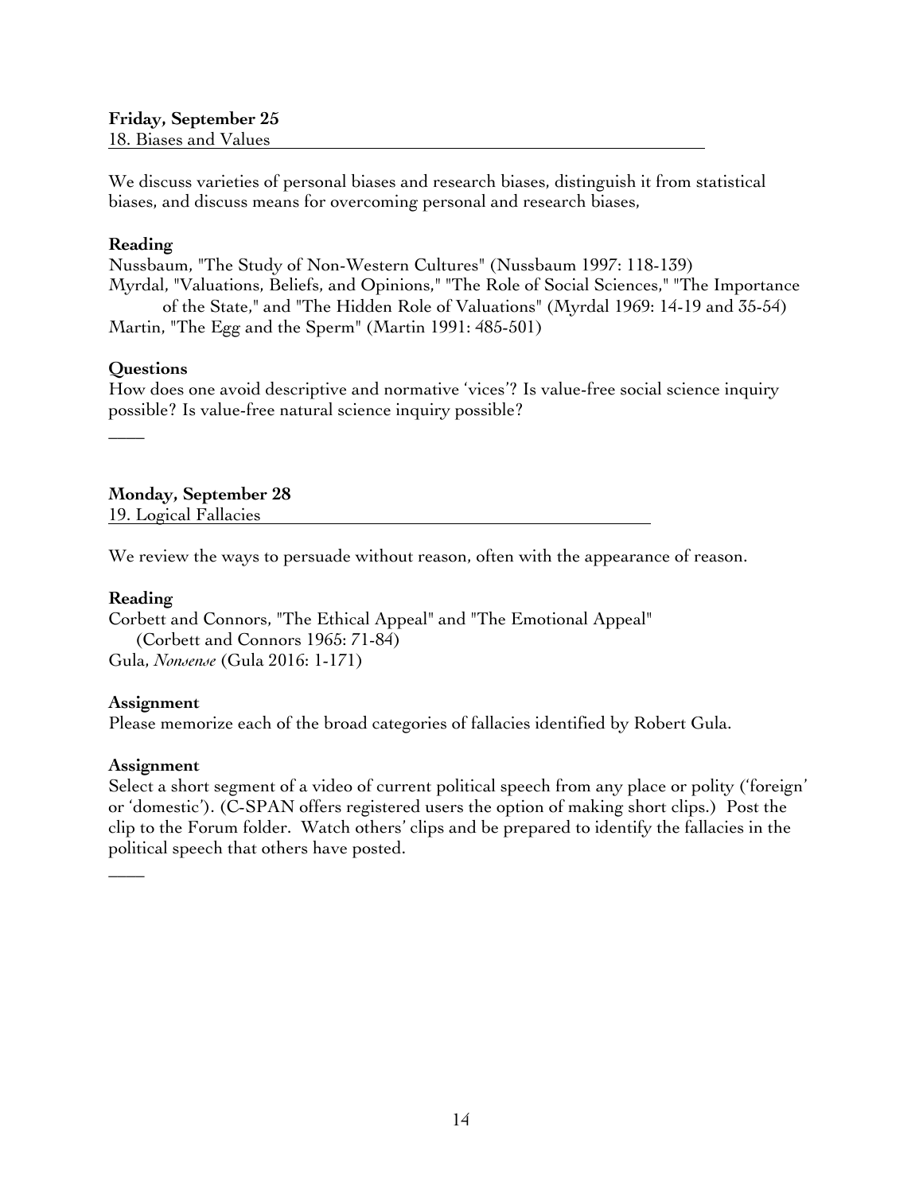**Friday, September 25**

18. Biases and Values

We discuss varieties of personal biases and research biases, distinguish it from statistical biases, and discuss means for overcoming personal and research biases,

**Reading**

Nussbaum, "The Study of Non-Western Cultures" (Nussbaum 1997: 118-139)
Myrdal, "Valuations, Beliefs, and Opinions," "The Role of Social Sciences," "The Importance of the State," and "The Hidden Role of Valuations" (Myrdal 1969: 14-19 and 35-54)
Martin, "The Egg and the Sperm" (Martin 1991: 485-501)

**Questions**

How does one avoid descriptive and normative 'vices'? Is value-free social science inquiry possible? Is value-free natural science inquiry possible?

——

**Monday, September 28**

19. Logical Fallacies

We review the ways to persuade without reason, often with the appearance of reason.

**Reading**

Corbett and Connors, "The Ethical Appeal" and "The Emotional Appeal" (Corbett and Connors 1965: 71-84)
Gula, *Nonsense* (Gula 2016: 1-171)

**Assignment**

Please memorize each of the broad categories of fallacies identified by Robert Gula.

**Assignment**

Select a short segment of a video of current political speech from any place or polity ('foreign' or 'domestic'). (C-SPAN offers registered users the option of making short clips.) Post the clip to the Forum folder. Watch others' clips and be prepared to identify the fallacies in the political speech that others have posted.

——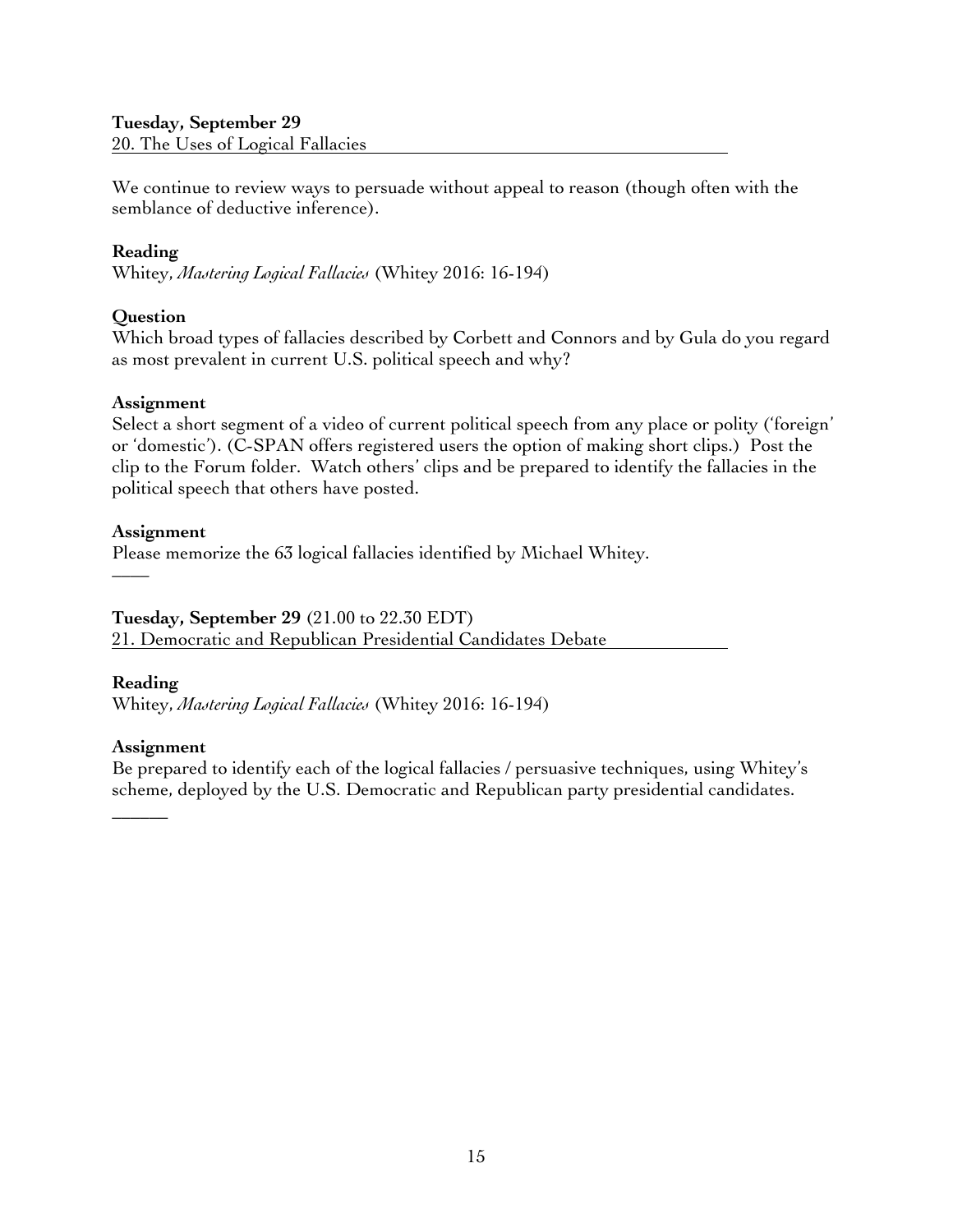**Tuesday, September 29**
20. The Uses of Logical Fallacies

We continue to review ways to persuade without appeal to reason (though often with the semblance of deductive inference).

**Reading**
Whitey, *Mastering Logical Fallacies* (Whitey 2016: 16-194)

**Question**
Which broad types of fallacies described by Corbett and Connors and by Gula do you regard as most prevalent in current U.S. political speech and why?

**Assignment**
Select a short segment of a video of current political speech from any place or polity ('foreign' or 'domestic'). (C-SPAN offers registered users the option of making short clips.) Post the clip to the Forum folder. Watch others' clips and be prepared to identify the fallacies in the political speech that others have posted.

**Assignment**
Please memorize the 63 logical fallacies identified by Michael Whitey.

——

**Tuesday, September 29** (21.00 to 22.30 EDT)
21. Democratic and Republican Presidential Candidates Debate

**Reading**
Whitey, *Mastering Logical Fallacies* (Whitey 2016: 16-194)

**Assignment**
Be prepared to identify each of the logical fallacies / persuasive techniques, using Whitey's scheme, deployed by the U.S. Democratic and Republican party presidential candidates.

———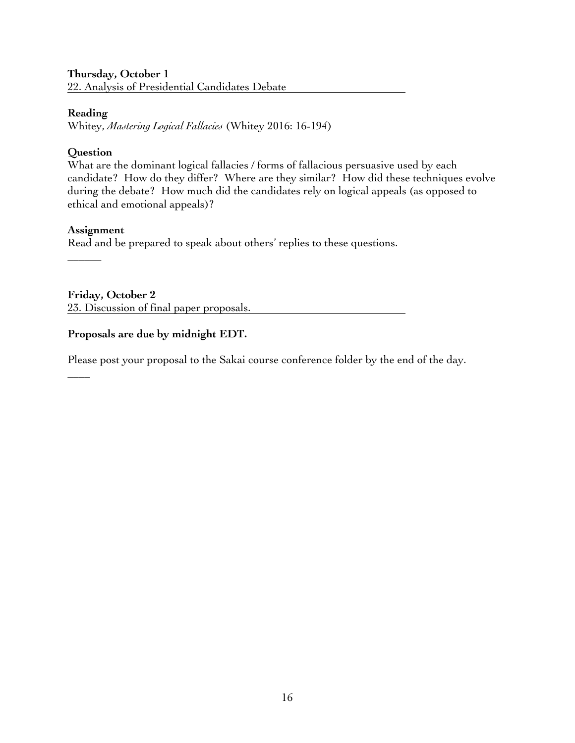**Thursday, October 1**

22. Analysis of Presidential Candidates Debate

**Reading**

Whitey, *Mastering Logical Fallacies* (Whitey 2016: 16-194)

**Question**

What are the dominant logical fallacies / forms of fallacious persuasive used by each candidate? How do they differ? Where are they similar? How did these techniques evolve during the debate? How much did the candidates rely on logical appeals (as opposed to ethical and emotional appeals)?

**Assignment**

Read and be prepared to speak about others' replies to these questions.

———

**Friday, October 2**

23. Discussion of final paper proposals.

**Proposals are due by midnight EDT.**

Please post your proposal to the Sakai course conference folder by the end of the day.

——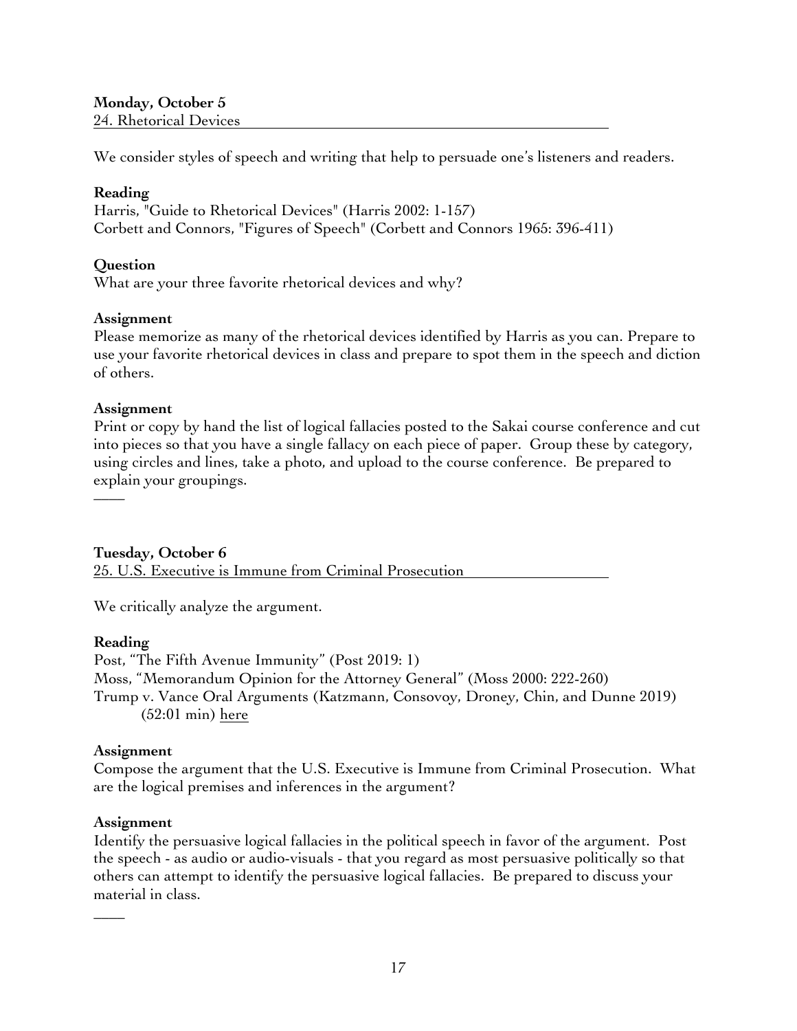**Monday, October 5**
24. Rhetorical Devices

We consider styles of speech and writing that help to persuade one's listeners and readers.

**Reading**
Harris, "Guide to Rhetorical Devices" (Harris 2002: 1-157)
Corbett and Connors, "Figures of Speech" (Corbett and Connors 1965: 396-411)

**Question**
What are your three favorite rhetorical devices and why?

**Assignment**
Please memorize as many of the rhetorical devices identified by Harris as you can. Prepare to use your favorite rhetorical devices in class and prepare to spot them in the speech and diction of others.

**Assignment**
Print or copy by hand the list of logical fallacies posted to the Sakai course conference and cut into pieces so that you have a single fallacy on each piece of paper. Group these by category, using circles and lines, take a photo, and upload to the course conference. Be prepared to explain your groupings.

——

**Tuesday, October 6**
25. U.S. Executive is Immune from Criminal Prosecution

We critically analyze the argument.

**Reading**
Post, "The Fifth Avenue Immunity" (Post 2019: 1)
Moss, "Memorandum Opinion for the Attorney General" (Moss 2000: 222-260)
Trump v. Vance Oral Arguments (Katzmann, Consovoy, Droney, Chin, and Dunne 2019) (52:01 min) here

**Assignment**
Compose the argument that the U.S. Executive is Immune from Criminal Prosecution. What are the logical premises and inferences in the argument?

**Assignment**
Identify the persuasive logical fallacies in the political speech in favor of the argument. Post the speech - as audio or audio-visuals - that you regard as most persuasive politically so that others can attempt to identify the persuasive logical fallacies. Be prepared to discuss your material in class.

——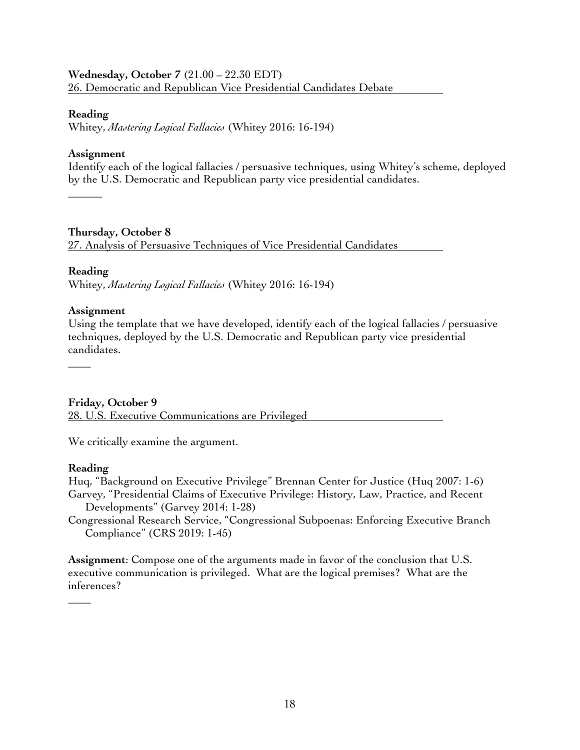**Wednesday, October 7** (21.00 – 22.30 EDT)
26. Democratic and Republican Vice Presidential Candidates Debate

**Reading**
Whitey, *Mastering Logical Fallacies* (Whitey 2016: 16-194)

**Assignment**
Identify each of the logical fallacies / persuasive techniques, using Whitey's scheme, deployed by the U.S. Democratic and Republican party vice presidential candidates.

———

**Thursday, October 8**
27. Analysis of Persuasive Techniques of Vice Presidential Candidates

**Reading**
Whitey, *Mastering Logical Fallacies* (Whitey 2016: 16-194)

**Assignment**
Using the template that we have developed, identify each of the logical fallacies / persuasive techniques, deployed by the U.S. Democratic and Republican party vice presidential candidates.

——

**Friday, October 9**
28. U.S. Executive Communications are Privileged

We critically examine the argument.

**Reading**
Huq, "Background on Executive Privilege" Brennan Center for Justice (Huq 2007: 1-6)
Garvey, "Presidential Claims of Executive Privilege: History, Law, Practice, and Recent Developments" (Garvey 2014: 1-28)
Congressional Research Service, "Congressional Subpoenas: Enforcing Executive Branch Compliance" (CRS 2019: 1-45)

**Assignment**: Compose one of the arguments made in favor of the conclusion that U.S. executive communication is privileged. What are the logical premises? What are the inferences?

——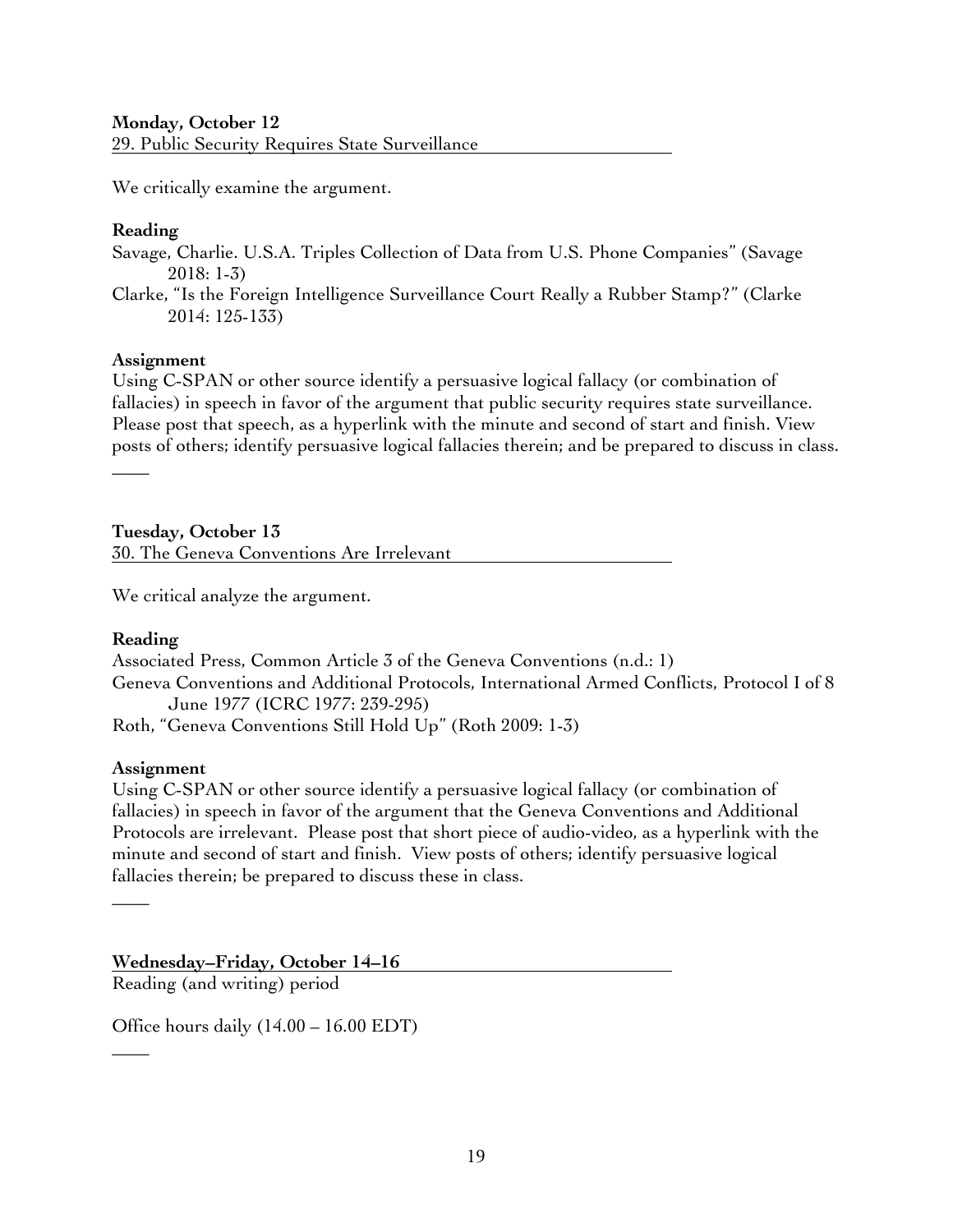**Monday, October 12**
29. Public Security Requires State Surveillance

We critically examine the argument.

**Reading**

Savage, Charlie. U.S.A. Triples Collection of Data from U.S. Phone Companies" (Savage 2018: 1-3)

Clarke, "Is the Foreign Intelligence Surveillance Court Really a Rubber Stamp?" (Clarke 2014: 125-133)

**Assignment**

Using C-SPAN or other source identify a persuasive logical fallacy (or combination of fallacies) in speech in favor of the argument that public security requires state surveillance. Please post that speech, as a hyperlink with the minute and second of start and finish. View posts of others; identify persuasive logical fallacies therein; and be prepared to discuss in class.

——

**Tuesday, October 13**
30. The Geneva Conventions Are Irrelevant

We critical analyze the argument.

**Reading**

Associated Press, Common Article 3 of the Geneva Conventions (n.d.: 1)

Geneva Conventions and Additional Protocols, International Armed Conflicts, Protocol I of 8 June 1977 (ICRC 1977: 239-295)

Roth, "Geneva Conventions Still Hold Up" (Roth 2009: 1-3)

**Assignment**

Using C-SPAN or other source identify a persuasive logical fallacy (or combination of fallacies) in speech in favor of the argument that the Geneva Conventions and Additional Protocols are irrelevant. Please post that short piece of audio-video, as a hyperlink with the minute and second of start and finish. View posts of others; identify persuasive logical fallacies therein; be prepared to discuss these in class.

——

**Wednesday–Friday, October 14–16**

Reading (and writing) period

Office hours daily (14.00 – 16.00 EDT)

——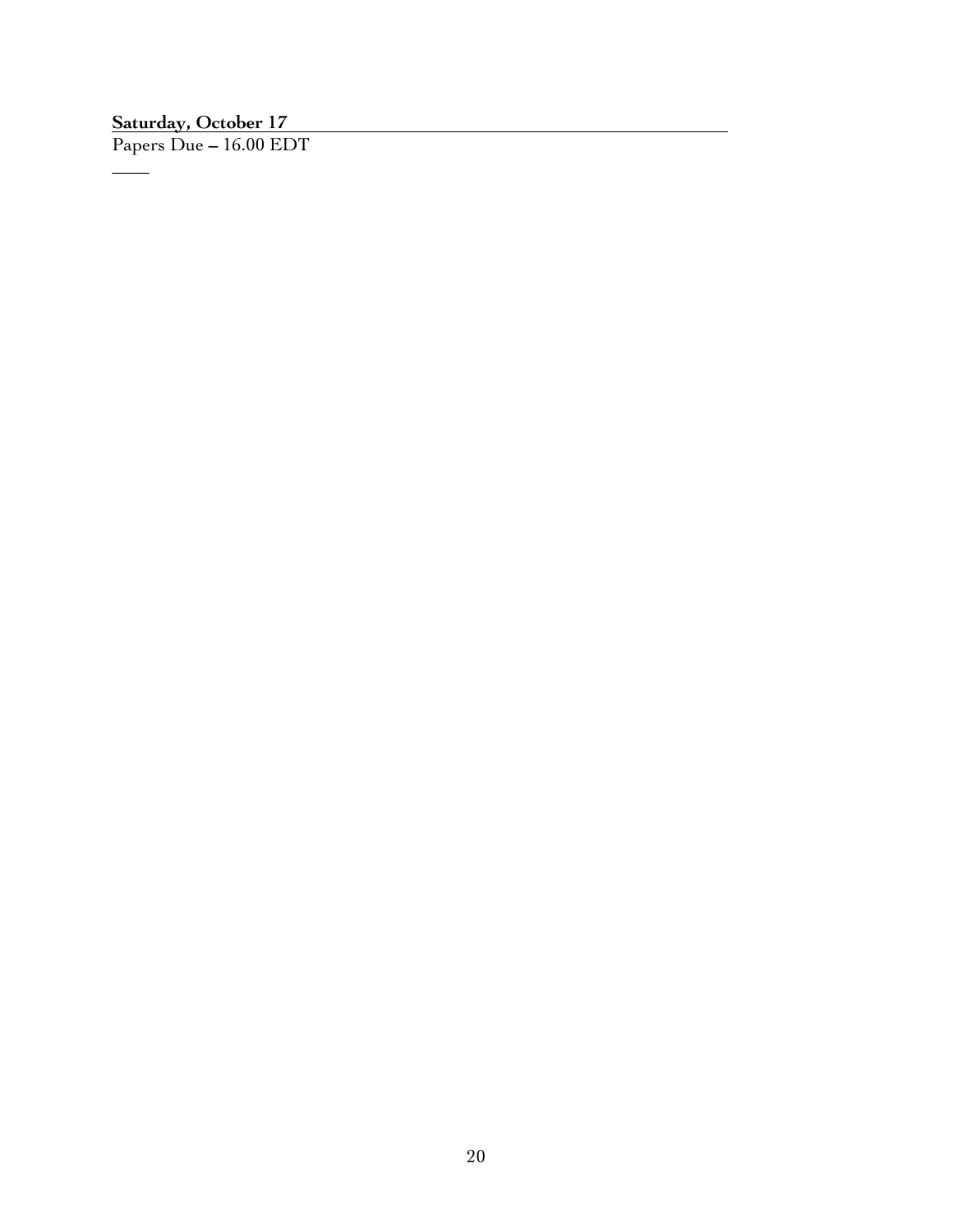**Saturday, October 17**

Papers Due – 16.00 EDT

——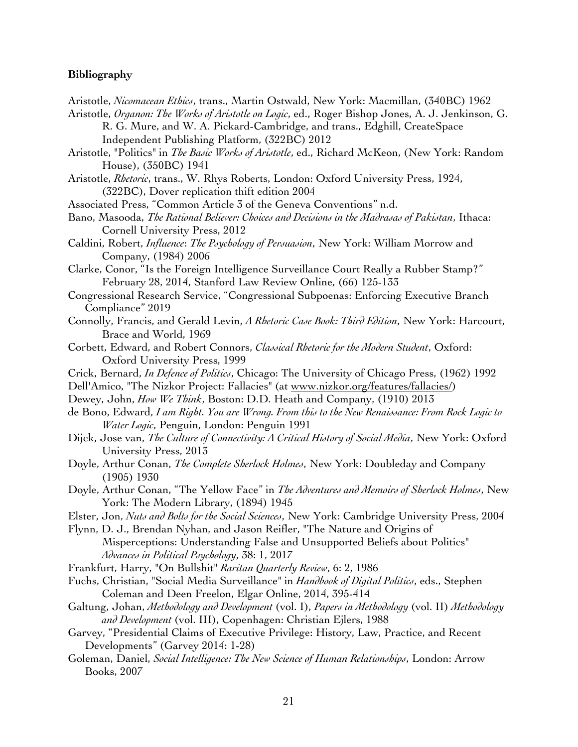**Bibliography**

Aristotle, *Nicomacean Ethics*, trans., Martin Ostwald, New York: Macmillan, (340BC) 1962

Aristotle, *Organon: The Works of Aristotle on Logic*, ed., Roger Bishop Jones, A. J. Jenkinson, G. R. G. Mure, and W. A. Pickard-Cambridge, and trans., Edghill, CreateSpace Independent Publishing Platform, (322BC) 2012

Aristotle, "Politics" in *The Basic Works of Aristotle*, ed., Richard McKeon, (New York: Random House), (350BC) 1941

Aristotle, *Rhetoric*, trans., W. Rhys Roberts, London: Oxford University Press, 1924, (322BC), Dover replication thift edition 2004

Associated Press, "Common Article 3 of the Geneva Conventions" n.d.

Bano, Masooda, *The Rational Believer: Choices and Decisions in the Madrasas of Pakistan*, Ithaca: Cornell University Press, 2012

Caldini, Robert, *Influence*: *The Psychology of Persuasion*, New York: William Morrow and Company, (1984) 2006

Clarke, Conor, "Is the Foreign Intelligence Surveillance Court Really a Rubber Stamp?" February 28, 2014, Stanford Law Review Online, (66) 125-133

Congressional Research Service, "Congressional Subpoenas: Enforcing Executive Branch Compliance" 2019

Connolly, Francis, and Gerald Levin, *A Rhetoric Case Book: Third Edition*, New York: Harcourt, Brace and World, 1969

Corbett, Edward, and Robert Connors, *Classical Rhetoric for the Modern Student*, Oxford: Oxford University Press, 1999

Crick, Bernard, *In Defence of Politics*, Chicago: The University of Chicago Press, (1962) 1992

Dell'Amico, "The Nizkor Project: Fallacies" (at www.nizkor.org/features/fallacies/)

Dewey, John, *How We Think*, Boston: D.D. Heath and Company, (1910) 2013

de Bono, Edward, *I am Right. You are Wrong. From this to the New Renaissance: From Rock Logic to Water Logic*, Penguin, London: Penguin 1991

Dijck, Jose van, *The Culture of Connectivity: A Critical History of Social Media*, New York: Oxford University Press, 2013

Doyle, Arthur Conan, *The Complete Sherlock Holmes*, New York: Doubleday and Company (1905) 1930

Doyle, Arthur Conan, "The Yellow Face" in *The Adventures and Memoirs of Sherlock Holmes*, New York: The Modern Library, (1894) 1945

Elster, Jon, *Nuts and Bolts for the Social Sciences*, New York: Cambridge University Press, 2004

Flynn, D. J., Brendan Nyhan, and Jason Reifler, "The Nature and Origins of Misperceptions: Understanding False and Unsupported Beliefs about Politics" *Advances in Political Psychology*, 38: 1, 2017

Frankfurt, Harry, "On Bullshit" *Raritan Quarterly Review*, 6: 2, 1986

Fuchs, Christian, "Social Media Surveillance" in *Handbook of Digital Politics*, eds., Stephen Coleman and Deen Freelon, Elgar Online, 2014, 395-414

Galtung, Johan, *Methodology and Development* (vol. I), *Papers in Methodology* (vol. II) *Methodology and Development* (vol. III), Copenhagen: Christian Ejlers, 1988

Garvey, "Presidential Claims of Executive Privilege: History, Law, Practice, and Recent Developments" (Garvey 2014: 1-28)

Goleman, Daniel, *Social Intelligence: The New Science of Human Relationships*, London: Arrow Books, 2007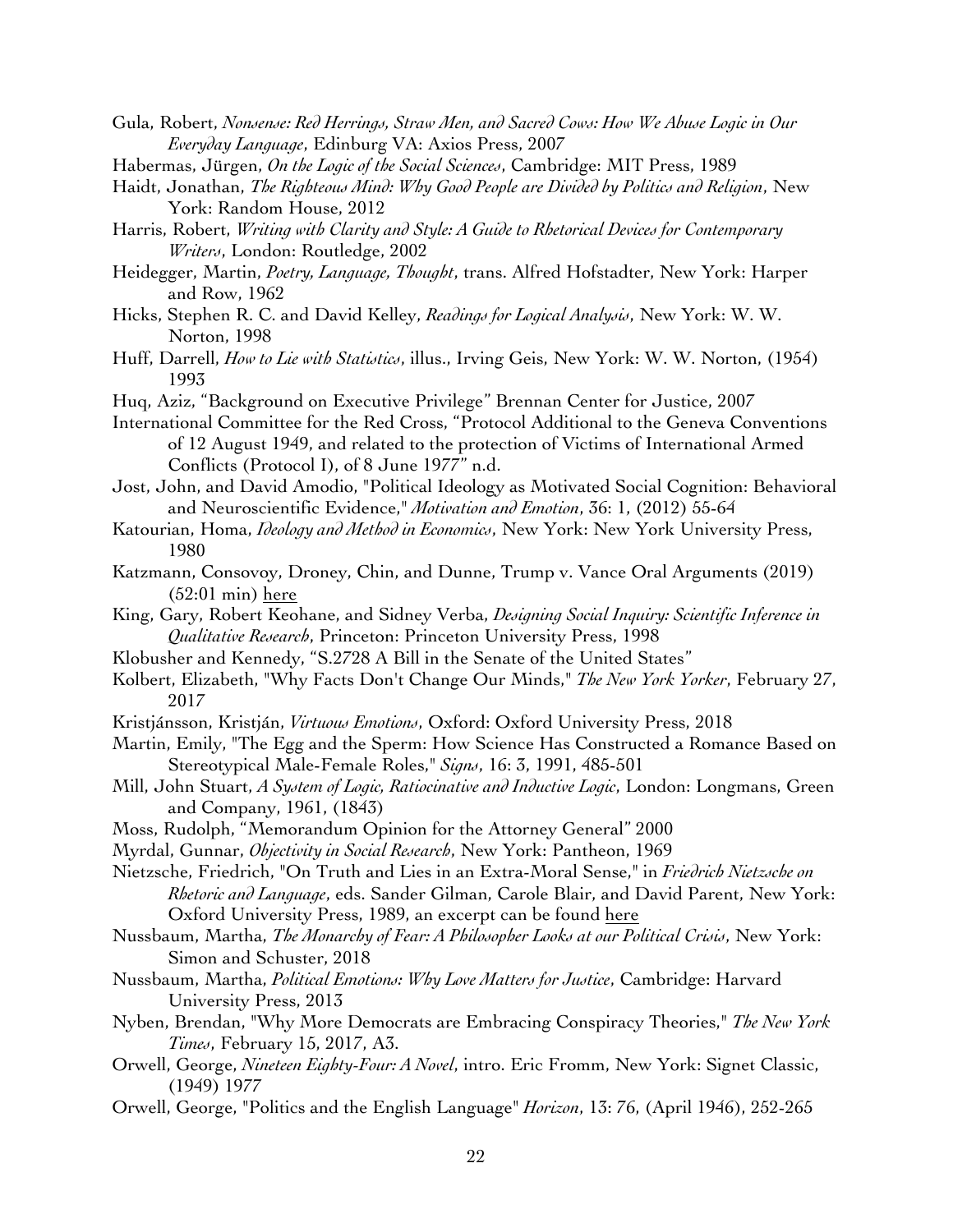Gula, Robert, *Nonsense: Red Herrings, Straw Men, and Sacred Cows: How We Abuse Logic in Our Everyday Language*, Edinburg VA: Axios Press, 2007

Habermas, Jürgen, *On the Logic of the Social Sciences*, Cambridge: MIT Press, 1989

Haidt, Jonathan, *The Righteous Mind: Why Good People are Divided by Politics and Religion*, New York: Random House, 2012

Harris, Robert, *Writing with Clarity and Style: A Guide to Rhetorical Devices for Contemporary Writers*, London: Routledge, 2002

Heidegger, Martin, *Poetry, Language, Thought*, trans. Alfred Hofstadter, New York: Harper and Row, 1962

Hicks, Stephen R. C. and David Kelley, *Readings for Logical Analysis*, New York: W. W. Norton, 1998

Huff, Darrell, *How to Lie with Statistics*, illus., Irving Geis, New York: W. W. Norton, (1954) 1993

Huq, Aziz, "Background on Executive Privilege" Brennan Center for Justice, 2007

International Committee for the Red Cross, "Protocol Additional to the Geneva Conventions of 12 August 1949, and related to the protection of Victims of International Armed Conflicts (Protocol I), of 8 June 1977" n.d.

Jost, John, and David Amodio, "Political Ideology as Motivated Social Cognition: Behavioral and Neuroscientific Evidence," *Motivation and Emotion*, 36: 1, (2012) 55-64

Katourian, Homa, *Ideology and Method in Economics*, New York: New York University Press, 1980

Katzmann, Consovoy, Droney, Chin, and Dunne, Trump v. Vance Oral Arguments (2019) (52:01 min) here

King, Gary, Robert Keohane, and Sidney Verba, *Designing Social Inquiry: Scientific Inference in Qualitative Research*, Princeton: Princeton University Press, 1998

Klobusher and Kennedy, "S.2728 A Bill in the Senate of the United States"

Kolbert, Elizabeth, "Why Facts Don't Change Our Minds," *The New York Yorker*, February 27, 2017

Kristjánsson, Kristján, *Virtuous Emotions*, Oxford: Oxford University Press, 2018

Martin, Emily, "The Egg and the Sperm: How Science Has Constructed a Romance Based on Stereotypical Male-Female Roles," *Signs*, 16: 3, 1991, 485-501

Mill, John Stuart, *A System of Logic, Ratiocinative and Inductive Logic*, London: Longmans, Green and Company, 1961, (1843)

Moss, Rudolph, "Memorandum Opinion for the Attorney General" 2000

Myrdal, Gunnar, *Objectivity in Social Research*, New York: Pantheon, 1969

Nietzsche, Friedrich, "On Truth and Lies in an Extra-Moral Sense," in *Friedrich Nietzsche on Rhetoric and Language*, eds. Sander Gilman, Carole Blair, and David Parent, New York: Oxford University Press, 1989, an excerpt can be found here

Nussbaum, Martha, *The Monarchy of Fear: A Philosopher Looks at our Political Crisis*, New York: Simon and Schuster, 2018

Nussbaum, Martha, *Political Emotions: Why Love Matters for Justice*, Cambridge: Harvard University Press, 2013

Nyben, Brendan, "Why More Democrats are Embracing Conspiracy Theories," *The New York Times*, February 15, 2017, A3.

Orwell, George, *Nineteen Eighty-Four: A Novel*, intro. Eric Fromm, New York: Signet Classic, (1949) 1977

Orwell, George, "Politics and the English Language" *Horizon*, 13: 76, (April 1946), 252-265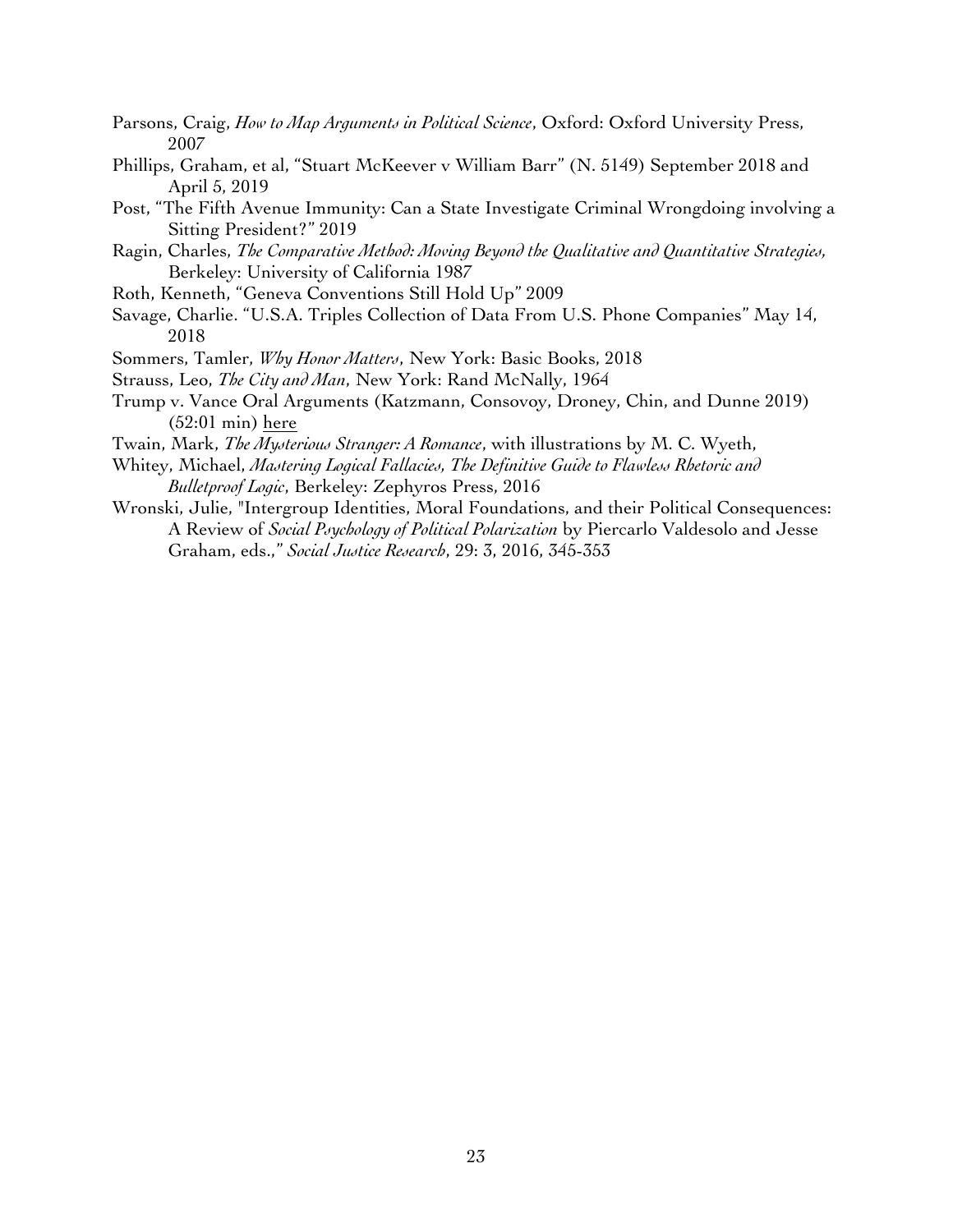Parsons, Craig, *How to Map Arguments in Political Science*, Oxford: Oxford University Press, 2007

Phillips, Graham, et al, "Stuart McKeever v William Barr" (N. 5149) September 2018 and April 5, 2019

Post, "The Fifth Avenue Immunity: Can a State Investigate Criminal Wrongdoing involving a Sitting President?" 2019

Ragin, Charles, *The Comparative Method: Moving Beyond the Qualitative and Quantitative Strategies,* Berkeley: University of California 1987

Roth, Kenneth, "Geneva Conventions Still Hold Up" 2009

Savage, Charlie. "U.S.A. Triples Collection of Data From U.S. Phone Companies" May 14, 2018

Sommers, Tamler, *Why Honor Matters*, New York: Basic Books, 2018

Strauss, Leo, *The City and Man*, New York: Rand McNally, 1964

Trump v. Vance Oral Arguments (Katzmann, Consovoy, Droney, Chin, and Dunne 2019) (52:01 min) here

Twain, Mark, *The Mysterious Stranger: A Romance*, with illustrations by M. C. Wyeth,

Whitey, Michael, *Mastering Logical Fallacies, The Definitive Guide to Flawless Rhetoric and Bulletproof Logic*, Berkeley: Zephyros Press, 2016

Wronski, Julie, "Intergroup Identities, Moral Foundations, and their Political Consequences: A Review of *Social Psychology of Political Polarization* by Piercarlo Valdesolo and Jesse Graham, eds.," *Social Justice Research*, 29: 3, 2016, 345-353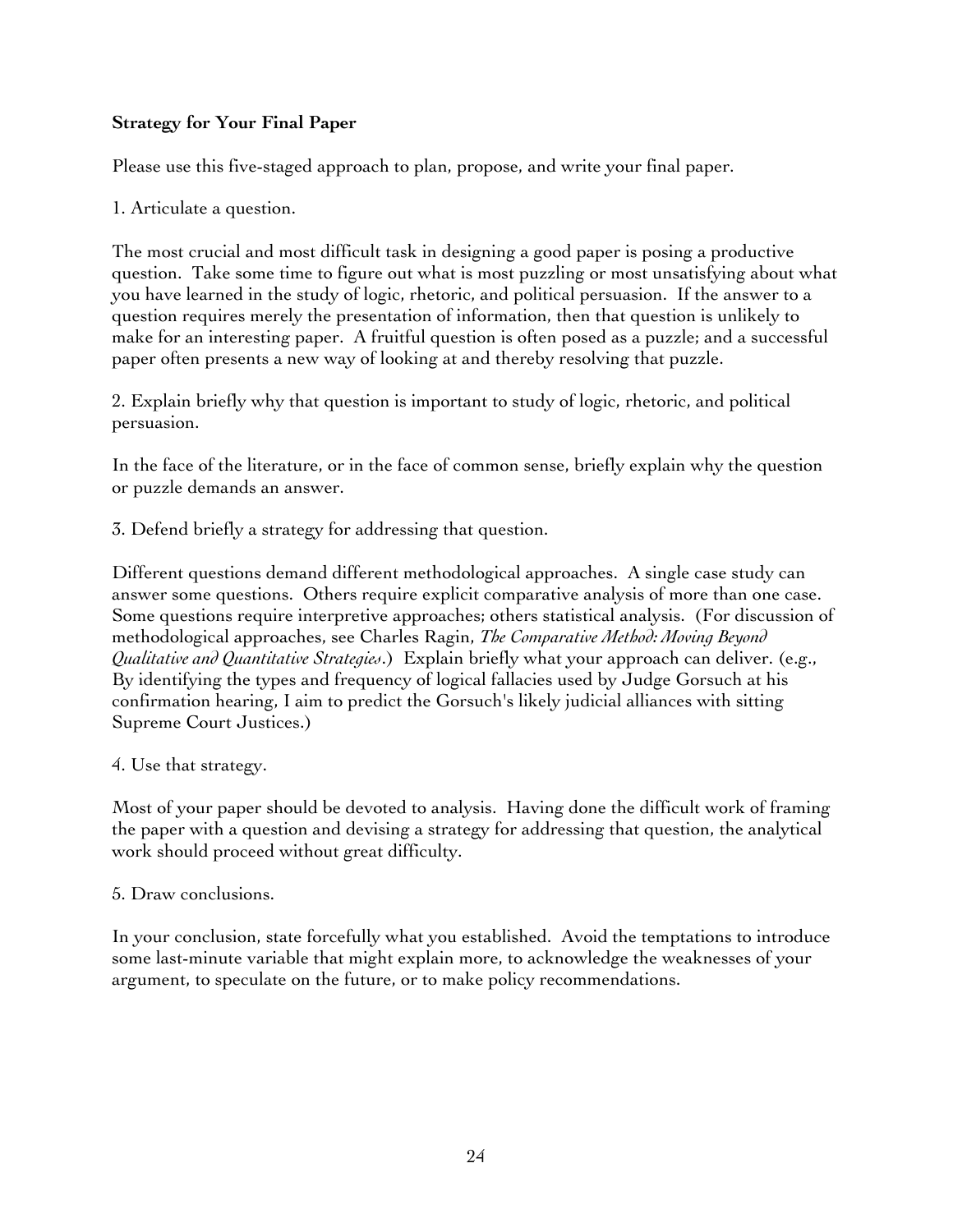**Strategy for Your Final Paper**

Please use this five-staged approach to plan, propose, and write your final paper.

1. Articulate a question.

The most crucial and most difficult task in designing a good paper is posing a productive question. Take some time to figure out what is most puzzling or most unsatisfying about what you have learned in the study of logic, rhetoric, and political persuasion. If the answer to a question requires merely the presentation of information, then that question is unlikely to make for an interesting paper. A fruitful question is often posed as a puzzle; and a successful paper often presents a new way of looking at and thereby resolving that puzzle.

2. Explain briefly why that question is important to study of logic, rhetoric, and political persuasion.

In the face of the literature, or in the face of common sense, briefly explain why the question or puzzle demands an answer.

3. Defend briefly a strategy for addressing that question.

Different questions demand different methodological approaches. A single case study can answer some questions. Others require explicit comparative analysis of more than one case. Some questions require interpretive approaches; others statistical analysis. (For discussion of methodological approaches, see Charles Ragin, *The Comparative Method: Moving Beyond Qualitative and Quantitative Strategies*.) Explain briefly what your approach can deliver. (e.g., By identifying the types and frequency of logical fallacies used by Judge Gorsuch at his confirmation hearing, I aim to predict the Gorsuch's likely judicial alliances with sitting Supreme Court Justices.)

4. Use that strategy.

Most of your paper should be devoted to analysis. Having done the difficult work of framing the paper with a question and devising a strategy for addressing that question, the analytical work should proceed without great difficulty.

5. Draw conclusions.

In your conclusion, state forcefully what you established. Avoid the temptations to introduce some last-minute variable that might explain more, to acknowledge the weaknesses of your argument, to speculate on the future, or to make policy recommendations.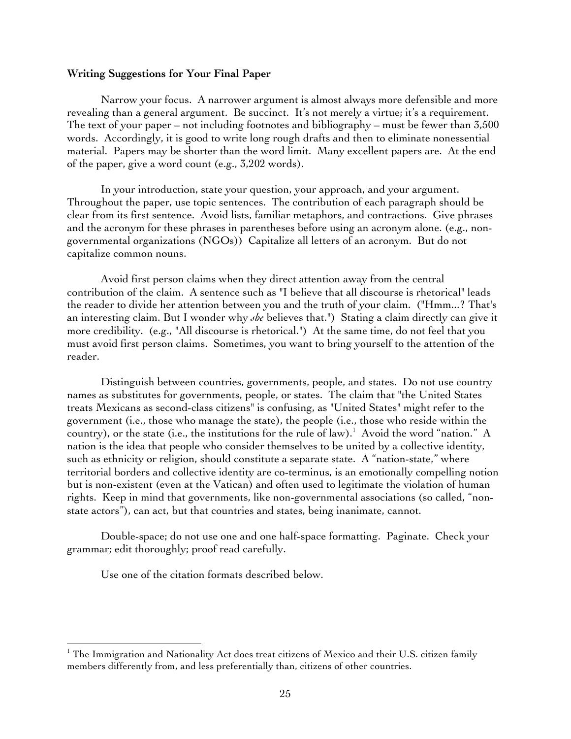**Writing Suggestions for Your Final Paper**

Narrow your focus. A narrower argument is almost always more defensible and more revealing than a general argument. Be succinct. It's not merely a virtue; it's a requirement. The text of your paper – not including footnotes and bibliography – must be fewer than 3,500 words. Accordingly, it is good to write long rough drafts and then to eliminate nonessential material. Papers may be shorter than the word limit. Many excellent papers are. At the end of the paper, give a word count (e.g., 3,202 words).

In your introduction, state your question, your approach, and your argument. Throughout the paper, use topic sentences. The contribution of each paragraph should be clear from its first sentence. Avoid lists, familiar metaphors, and contractions. Give phrases and the acronym for these phrases in parentheses before using an acronym alone. (e.g., non-governmental organizations (NGOs)) Capitalize all letters of an acronym. But do not capitalize common nouns.

Avoid first person claims when they direct attention away from the central contribution of the claim. A sentence such as "I believe that all discourse is rhetorical" leads the reader to divide her attention between you and the truth of your claim. ("Hmm...? That's an interesting claim. But I wonder why *she* believes that.") Stating a claim directly can give it more credibility. (e.g., "All discourse is rhetorical.") At the same time, do not feel that you must avoid first person claims. Sometimes, you want to bring yourself to the attention of the reader.

Distinguish between countries, governments, people, and states. Do not use country names as substitutes for governments, people, or states. The claim that "the United States treats Mexicans as second-class citizens" is confusing, as "United States" might refer to the government (i.e., those who manage the state), the people (i.e., those who reside within the country), or the state (i.e., the institutions for the rule of law).[1] Avoid the word "nation." A nation is the idea that people who consider themselves to be united by a collective identity, such as ethnicity or religion, should constitute a separate state. A "nation-state," where territorial borders and collective identity are co-terminus, is an emotionally compelling notion but is non-existent (even at the Vatican) and often used to legitimate the violation of human rights. Keep in mind that governments, like non-governmental associations (so called, "non-state actors"), can act, but that countries and states, being inanimate, cannot.

Double-space; do not use one and one half-space formatting. Paginate. Check your grammar; edit thoroughly; proof read carefully.

Use one of the citation formats described below.

---

[1] The Immigration and Nationality Act does treat citizens of Mexico and their U.S. citizen family members differently from, and less preferentially than, citizens of other countries.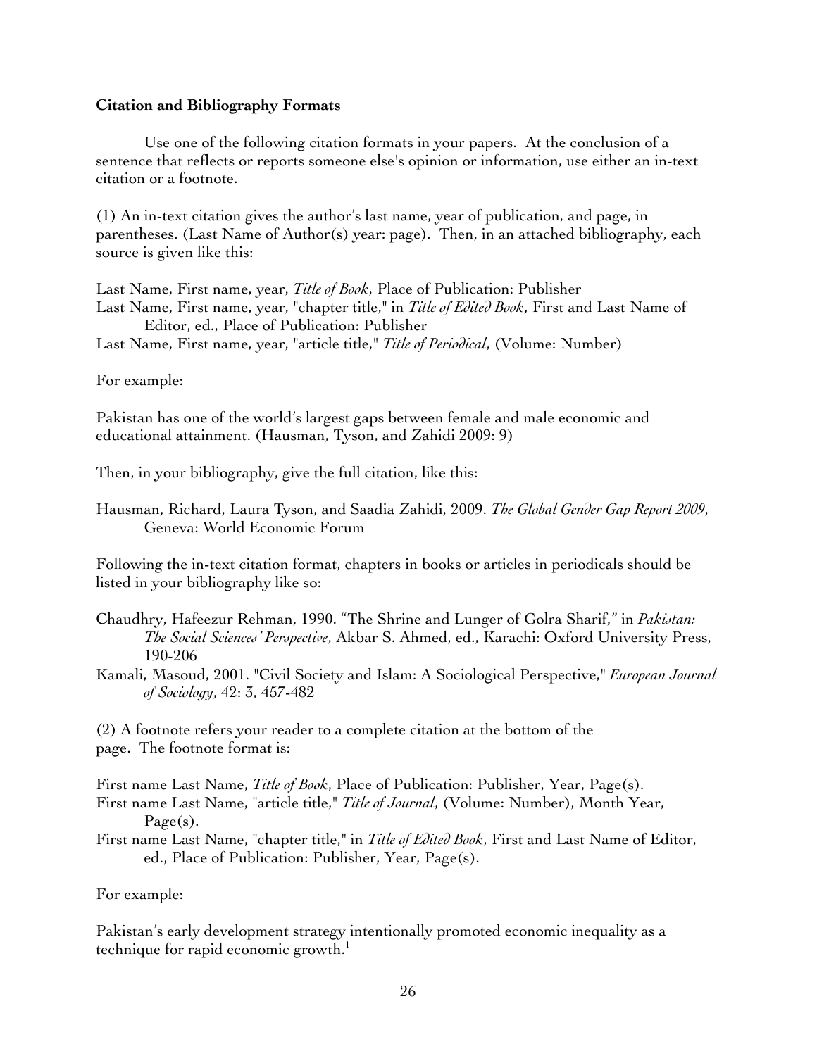**Citation and Bibliography Formats**

Use one of the following citation formats in your papers. At the conclusion of a sentence that reflects or reports someone else's opinion or information, use either an in-text citation or a footnote.

(1) An in-text citation gives the author's last name, year of publication, and page, in parentheses. (Last Name of Author(s) year: page). Then, in an attached bibliography, each source is given like this:

Last Name, First name, year, *Title of Book*, Place of Publication: Publisher
Last Name, First name, year, "chapter title," in *Title of Edited Book*, First and Last Name of Editor, ed., Place of Publication: Publisher
Last Name, First name, year, "article title," *Title of Periodical*, (Volume: Number)

For example:

Pakistan has one of the world's largest gaps between female and male economic and educational attainment. (Hausman, Tyson, and Zahidi 2009: 9)

Then, in your bibliography, give the full citation, like this:

Hausman, Richard, Laura Tyson, and Saadia Zahidi, 2009. *The Global Gender Gap Report 2009*, Geneva: World Economic Forum

Following the in-text citation format, chapters in books or articles in periodicals should be listed in your bibliography like so:

Chaudhry, Hafeezur Rehman, 1990. "The Shrine and Lunger of Golra Sharif," in *Pakistan: The Social Sciences' Perspective*, Akbar S. Ahmed, ed., Karachi: Oxford University Press, 190-206
Kamali, Masoud, 2001. "Civil Society and Islam: A Sociological Perspective," *European Journal of Sociology*, 42: 3, 457-482

(2) A footnote refers your reader to a complete citation at the bottom of the page. The footnote format is:

First name Last Name, *Title of Book*, Place of Publication: Publisher, Year, Page(s).
First name Last Name, "article title," *Title of Journal*, (Volume: Number), Month Year, Page(s).
First name Last Name, "chapter title," in *Title of Edited Book*, First and Last Name of Editor, ed., Place of Publication: Publisher, Year, Page(s).

For example:

Pakistan's early development strategy intentionally promoted economic inequality as a technique for rapid economic growth.[1]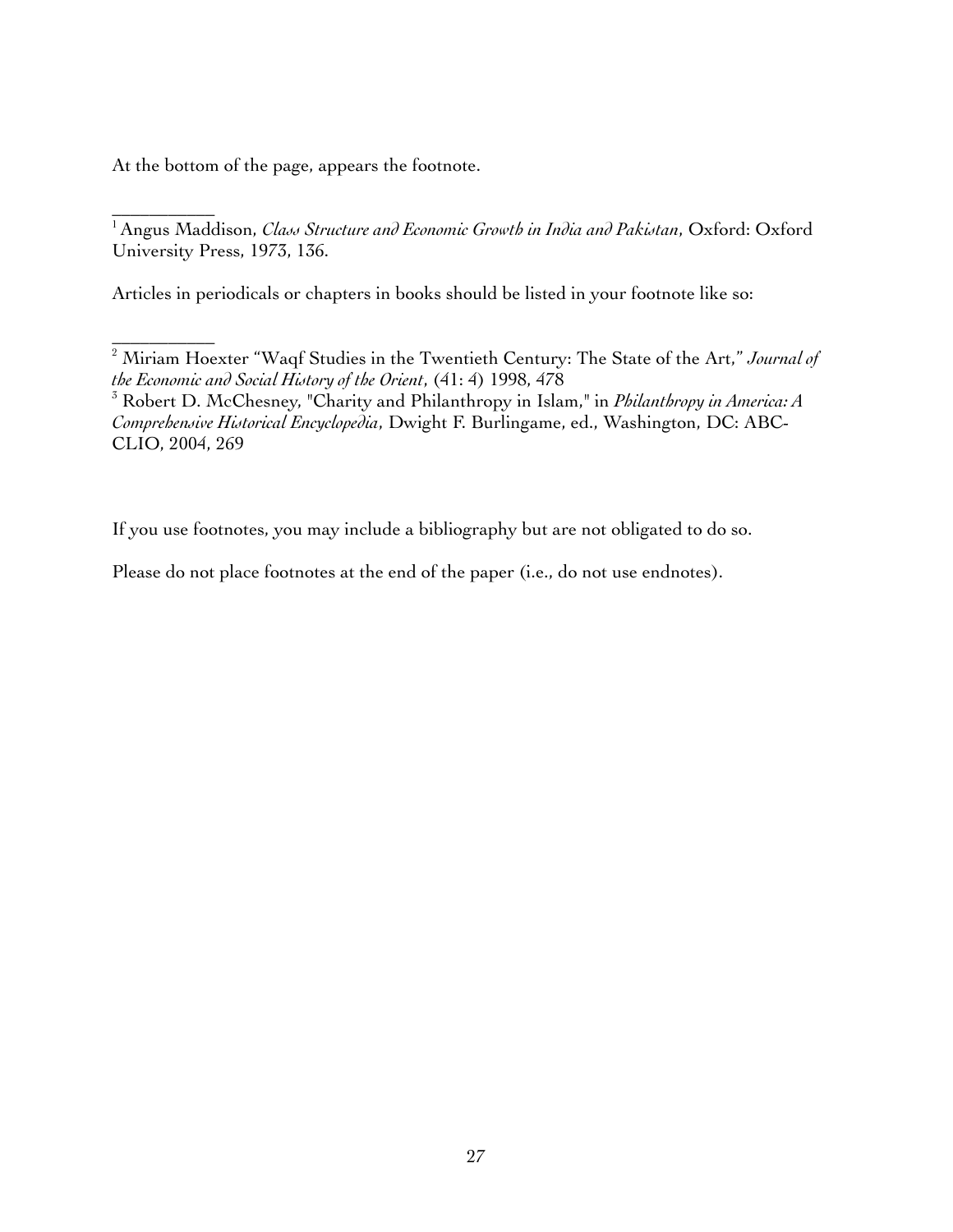At the bottom of the page, appears the footnote.

___________

[1] Angus Maddison, *Class Structure and Economic Growth in India and Pakistan*, Oxford: Oxford University Press, 1973, 136.

Articles in periodicals or chapters in books should be listed in your footnote like so:

___________

[2] Miriam Hoexter "Waqf Studies in the Twentieth Century: The State of the Art," *Journal of the Economic and Social History of the Orient*, (41: 4) 1998, 478

[3] Robert D. McChesney, "Charity and Philanthropy in Islam," in *Philanthropy in America: A Comprehensive Historical Encyclopedia*, Dwight F. Burlingame, ed., Washington, DC: ABC-CLIO, 2004, 269

If you use footnotes, you may include a bibliography but are not obligated to do so.

Please do not place footnotes at the end of the paper (i.e., do not use endnotes).